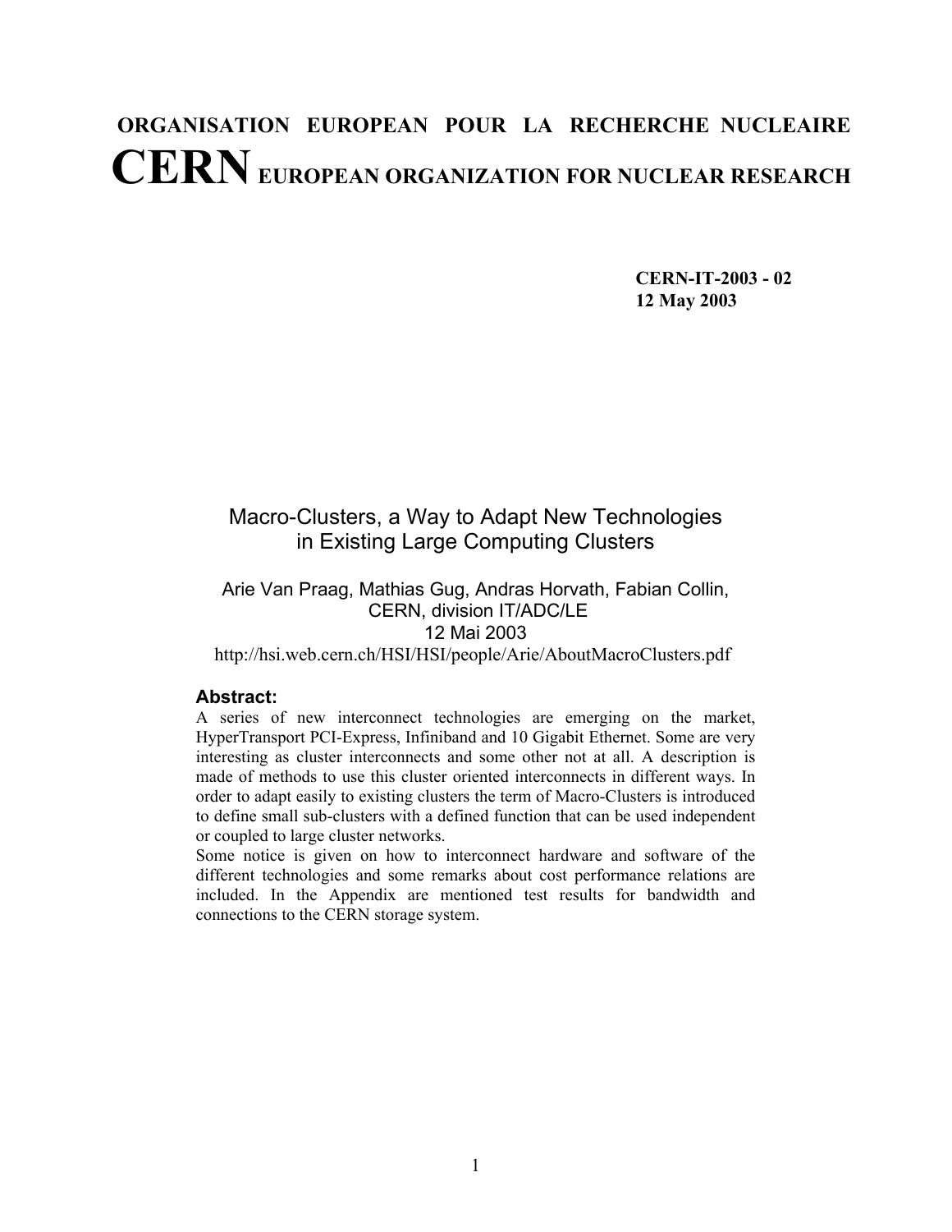**ORGANISATION EUROPEAN POUR LA RECHERCHE NUCLEAIRE**

# CERN EUROPEAN ORGANIZATION FOR NUCLEAR RESEARCH

**CERN-IT-2003 - 02**
**12 May 2003**

## Macro-Clusters, a Way to Adapt New Technologies in Existing Large Computing Clusters

Arie Van Praag, Mathias Gug, Andras Horvath, Fabian Collin,
CERN, division IT/ADC/LE
12 Mai 2003
http://hsi.web.cern.ch/HSI/HSI/people/Arie/AboutMacroClusters.pdf

### Abstract:

A series of new interconnect technologies are emerging on the market, HyperTransport PCI-Express, Infiniband and 10 Gigabit Ethernet. Some are very interesting as cluster interconnects and some other not at all. A description is made of methods to use this cluster oriented interconnects in different ways. In order to adapt easily to existing clusters the term of Macro-Clusters is introduced to define small sub-clusters with a defined function that can be used independent or coupled to large cluster networks.

Some notice is given on how to interconnect hardware and software of the different technologies and some remarks about cost performance relations are included. In the Appendix are mentioned test results for bandwidth and connections to the CERN storage system.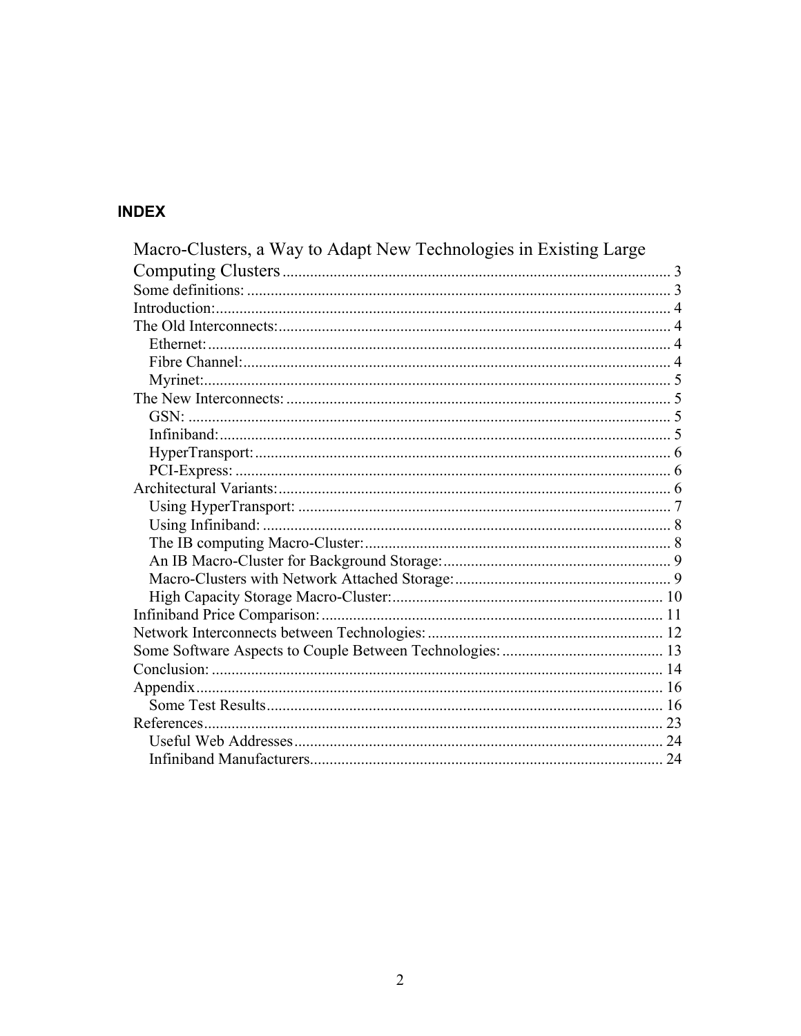## INDEX

Macro-Clusters, a Way to Adapt New Technologies in Existing Large Computing Clusters ..... 3
Some definitions: ..... 3
Introduction: ..... 4
The Old Interconnects: ..... 4
  Ethernet: ..... 4
  Fibre Channel: ..... 4
  Myrinet: ..... 5
The New Interconnects: ..... 5
  GSN: ..... 5
  Infiniband: ..... 5
  HyperTransport: ..... 6
  PCI-Express: ..... 6
Architectural Variants: ..... 6
  Using HyperTransport: ..... 7
  Using Infiniband: ..... 8
  The IB computing Macro-Cluster: ..... 8
  An IB Macro-Cluster for Background Storage: ..... 9
  Macro-Clusters with Network Attached Storage: ..... 9
  High Capacity Storage Macro-Cluster: ..... 10
Infiniband Price Comparison: ..... 11
Network Interconnects between Technologies: ..... 12
Some Software Aspects to Couple Between Technologies: ..... 13
Conclusion: ..... 14
Appendix ..... 16
  Some Test Results ..... 16
References ..... 23
  Useful Web Addresses ..... 24
  Infiniband Manufacturers ..... 24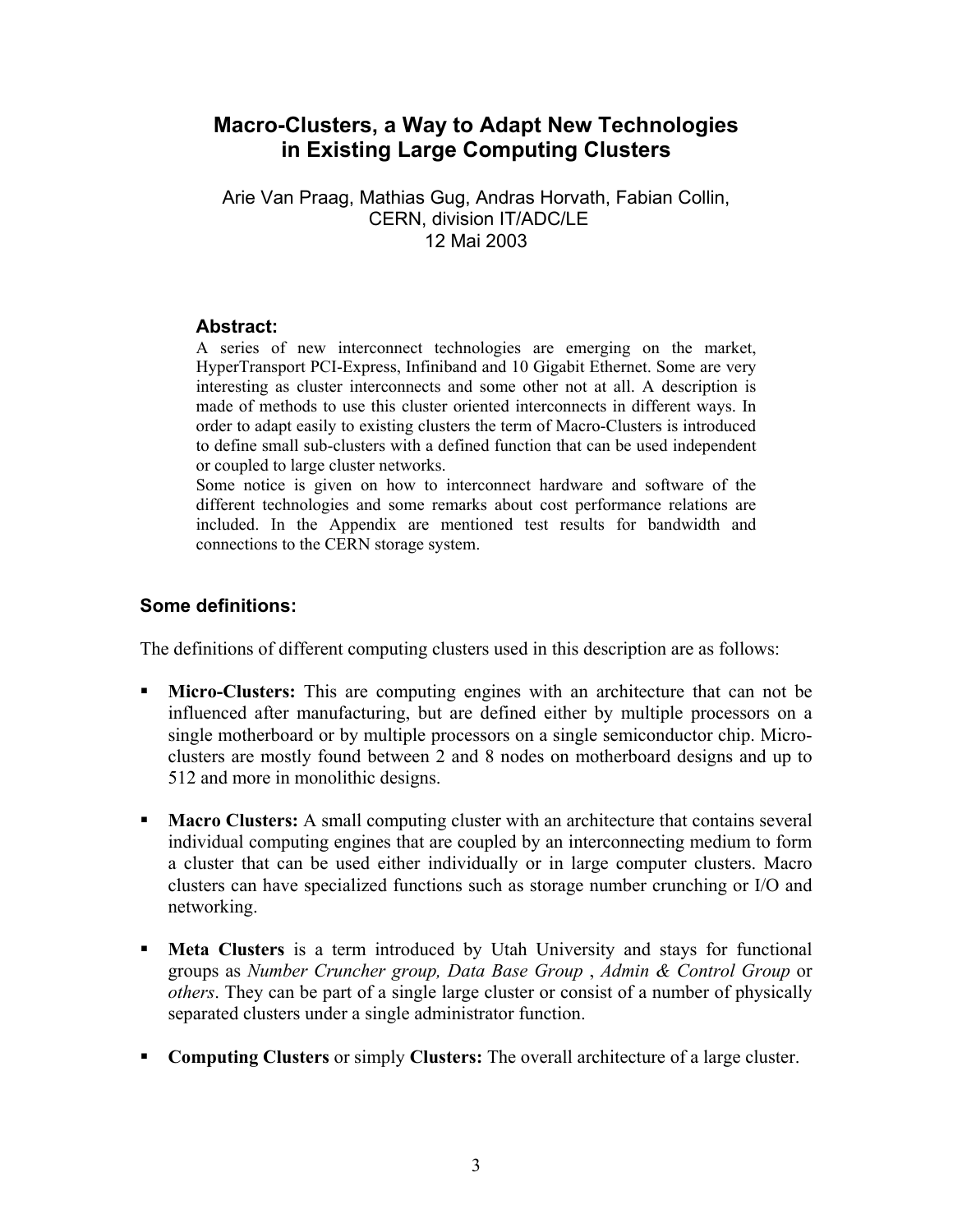# Macro-Clusters, a Way to Adapt New Technologies in Existing Large Computing Clusters

Arie Van Praag, Mathias Gug, Andras Horvath, Fabian Collin,
CERN, division IT/ADC/LE
12 Mai 2003

### Abstract:

A series of new interconnect technologies are emerging on the market, HyperTransport PCI-Express, Infiniband and 10 Gigabit Ethernet. Some are very interesting as cluster interconnects and some other not at all. A description is made of methods to use this cluster oriented interconnects in different ways. In order to adapt easily to existing clusters the term of Macro-Clusters is introduced to define small sub-clusters with a defined function that can be used independent or coupled to large cluster networks.
Some notice is given on how to interconnect hardware and software of the different technologies and some remarks about cost performance relations are included. In the Appendix are mentioned test results for bandwidth and connections to the CERN storage system.

## Some definitions:

The definitions of different computing clusters used in this description are as follows:

- **Micro-Clusters:** This are computing engines with an architecture that can not be influenced after manufacturing, but are defined either by multiple processors on a single motherboard or by multiple processors on a single semiconductor chip. Micro-clusters are mostly found between 2 and 8 nodes on motherboard designs and up to 512 and more in monolithic designs.
- **Macro Clusters:** A small computing cluster with an architecture that contains several individual computing engines that are coupled by an interconnecting medium to form a cluster that can be used either individually or in large computer clusters. Macro clusters can have specialized functions such as storage number crunching or I/O and networking.
- **Meta Clusters** is a term introduced by Utah University and stays for functional groups as *Number Cruncher group, Data Base Group* , *Admin & Control Group* or *others*. They can be part of a single large cluster or consist of a number of physically separated clusters under a single administrator function.
- **Computing Clusters** or simply **Clusters:** The overall architecture of a large cluster.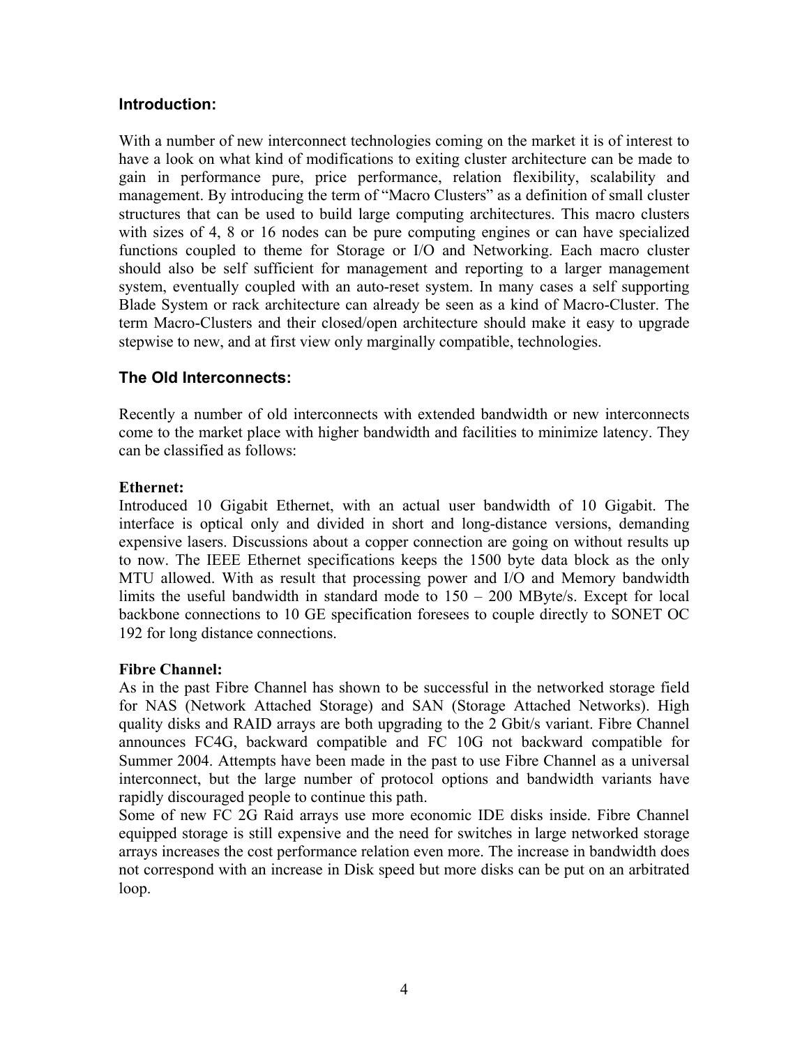## Introduction:

With a number of new interconnect technologies coming on the market it is of interest to have a look on what kind of modifications to exiting cluster architecture can be made to gain in performance pure, price performance, relation flexibility, scalability and management. By introducing the term of "Macro Clusters" as a definition of small cluster structures that can be used to build large computing architectures. This macro clusters with sizes of 4, 8 or 16 nodes can be pure computing engines or can have specialized functions coupled to theme for Storage or I/O and Networking. Each macro cluster should also be self sufficient for management and reporting to a larger management system, eventually coupled with an auto-reset system. In many cases a self supporting Blade System or rack architecture can already be seen as a kind of Macro-Cluster. The term Macro-Clusters and their closed/open architecture should make it easy to upgrade stepwise to new, and at first view only marginally compatible, technologies.

## The Old Interconnects:

Recently a number of old interconnects with extended bandwidth or new interconnects come to the market place with higher bandwidth and facilities to minimize latency. They can be classified as follows:

**Ethernet:**
Introduced 10 Gigabit Ethernet, with an actual user bandwidth of 10 Gigabit. The interface is optical only and divided in short and long-distance versions, demanding expensive lasers. Discussions about a copper connection are going on without results up to now. The IEEE Ethernet specifications keeps the 1500 byte data block as the only MTU allowed. With as result that processing power and I/O and Memory bandwidth limits the useful bandwidth in standard mode to 150 – 200 MByte/s. Except for local backbone connections to 10 GE specification foresees to couple directly to SONET OC 192 for long distance connections.

**Fibre Channel:**
As in the past Fibre Channel has shown to be successful in the networked storage field for NAS (Network Attached Storage) and SAN (Storage Attached Networks). High quality disks and RAID arrays are both upgrading to the 2 Gbit/s variant. Fibre Channel announces FC4G, backward compatible and FC 10G not backward compatible for Summer 2004. Attempts have been made in the past to use Fibre Channel as a universal interconnect, but the large number of protocol options and bandwidth variants have rapidly discouraged people to continue this path.
Some of new FC 2G Raid arrays use more economic IDE disks inside. Fibre Channel equipped storage is still expensive and the need for switches in large networked storage arrays increases the cost performance relation even more. The increase in bandwidth does not correspond with an increase in Disk speed but more disks can be put on an arbitrated loop.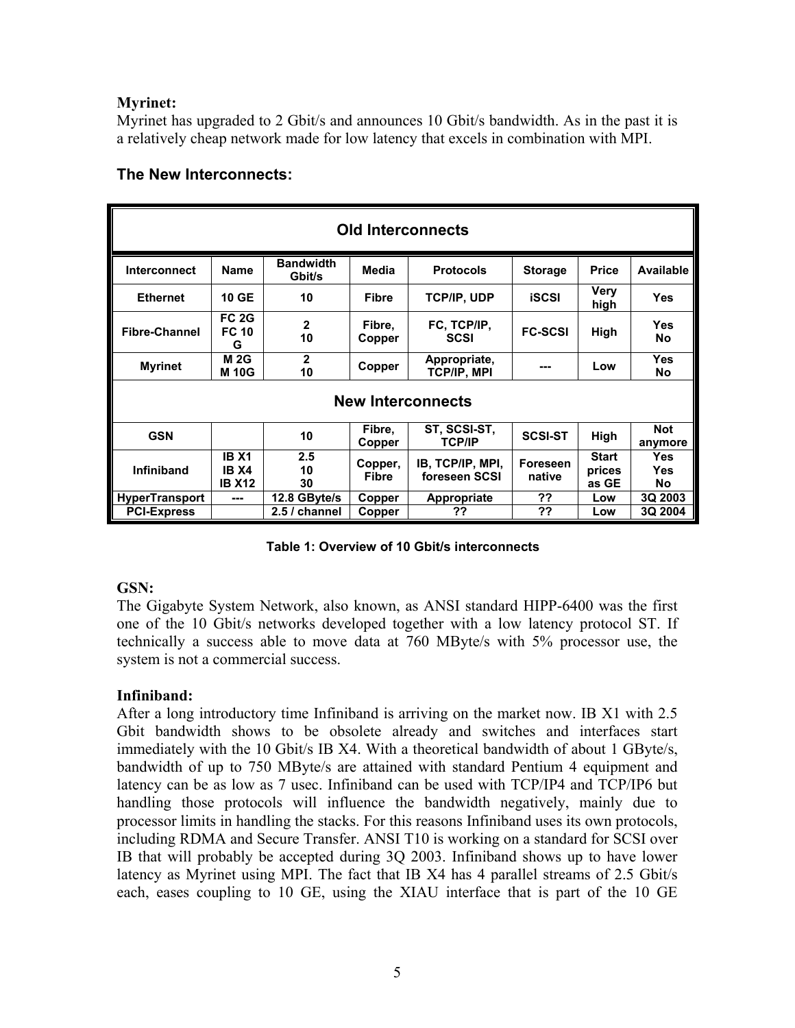**Myrinet:**
Myrinet has upgraded to 2 Gbit/s and announces 10 Gbit/s bandwidth. As in the past it is a relatively cheap network made for low latency that excels in combination with MPI.

## The New Interconnects:

| Old Interconnects | | | | | | | |
|---|---|---|---|---|---|---|---|
| **Interconnect** | **Name** | **Bandwidth Gbit/s** | **Media** | **Protocols** | **Storage** | **Price** | **Available** |
| **Ethernet** | **10 GE** | **10** | **Fibre** | **TCP/IP, UDP** | **iSCSI** | **Very high** | **Yes** |
| **Fibre-Channel** | **FC 2G FC 10 G** | **2 10** | **Fibre, Copper** | **FC, TCP/IP, SCSI** | **FC-SCSI** | **High** | **Yes No** |
| **Myrinet** | **M 2G M 10G** | **2 10** | **Copper** | **Appropriate, TCP/IP, MPI** | **---** | **Low** | **Yes No** |
| **New Interconnects** | | | | | | | |
| **GSN** | | **10** | **Fibre, Copper** | **ST, SCSI-ST, TCP/IP** | **SCSI-ST** | **High** | **Not anymore** |
| **Infiniband** | **IB X1 IB X4 IB X12** | **2.5 10 30** | **Copper, Fibre** | **IB, TCP/IP, MPI, foreseen SCSI** | **Foreseen native** | **Start prices as GE** | **Yes Yes No** |
| **HyperTransport** | **---** | **12.8 GByte/s** | **Copper** | **Appropriate** | **??** | **Low** | **3Q 2003** |
| **PCI-Express** | | **2.5 / channel** | **Copper** | **??** | **??** | **Low** | **3Q 2004** |

**Table 1: Overview of 10 Gbit/s interconnects**

**GSN:**
The Gigabyte System Network, also known, as ANSI standard HIPP-6400 was the first one of the 10 Gbit/s networks developed together with a low latency protocol ST. If technically a success able to move data at 760 MByte/s with 5% processor use, the system is not a commercial success.

**Infiniband:**
After a long introductory time Infiniband is arriving on the market now. IB X1 with 2.5 Gbit bandwidth shows to be obsolete already and switches and interfaces start immediately with the 10 Gbit/s IB X4. With a theoretical bandwidth of about 1 GByte/s, bandwidth of up to 750 MByte/s are attained with standard Pentium 4 equipment and latency can be as low as 7 usec. Infiniband can be used with TCP/IP4 and TCP/IP6 but handling those protocols will influence the bandwidth negatively, mainly due to processor limits in handling the stacks. For this reasons Infiniband uses its own protocols, including RDMA and Secure Transfer. ANSI T10 is working on a standard for SCSI over IB that will probably be accepted during 3Q 2003. Infiniband shows up to have lower latency as Myrinet using MPI. The fact that IB X4 has 4 parallel streams of 2.5 Gbit/s each, eases coupling to 10 GE, using the XIAU interface that is part of the 10 GE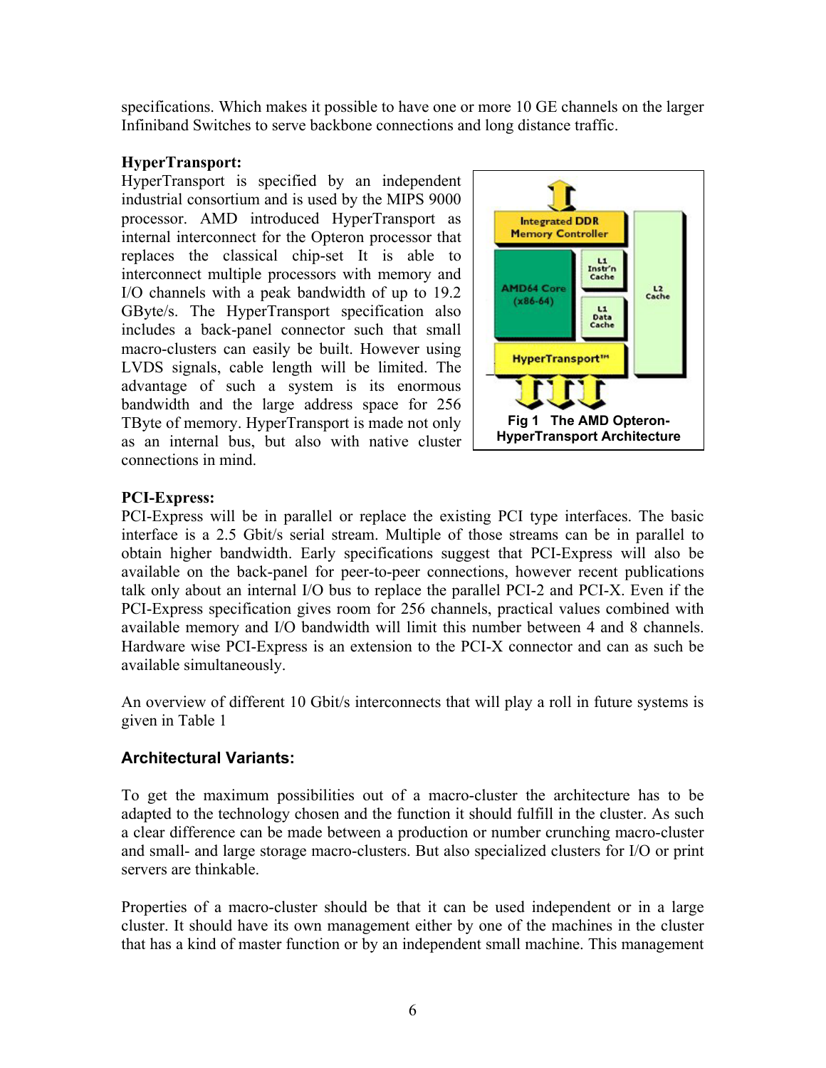specifications. Which makes it possible to have one or more 10 GE channels on the larger Infiniband Switches to serve backbone connections and long distance traffic.

**HyperTransport:**

HyperTransport is specified by an independent industrial consortium and is used by the MIPS 9000 processor. AMD introduced HyperTransport as internal interconnect for the Opteron processor that replaces the classical chip-set It is able to interconnect multiple processors with memory and I/O channels with a peak bandwidth of up to 19.2 GByte/s. The HyperTransport specification also includes a back-panel connector such that small macro-clusters can easily be built. However using LVDS signals, cable length will be limited. The advantage of such a system is its enormous bandwidth and the large address space for 256 TByte of memory. HyperTransport is made not only as an internal bus, but also with native cluster connections in mind.

**Fig 1 The AMD Opteron-HyperTransport Architecture**

**PCI-Express:**

PCI-Express will be in parallel or replace the existing PCI type interfaces. The basic interface is a 2.5 Gbit/s serial stream. Multiple of those streams can be in parallel to obtain higher bandwidth. Early specifications suggest that PCI-Express will also be available on the back-panel for peer-to-peer connections, however recent publications talk only about an internal I/O bus to replace the parallel PCI-2 and PCI-X. Even if the PCI-Express specification gives room for 256 channels, practical values combined with available memory and I/O bandwidth will limit this number between 4 and 8 channels. Hardware wise PCI-Express is an extension to the PCI-X connector and can as such be available simultaneously.

An overview of different 10 Gbit/s interconnects that will play a roll in future systems is given in Table 1

## Architectural Variants:

To get the maximum possibilities out of a macro-cluster the architecture has to be adapted to the technology chosen and the function it should fulfill in the cluster. As such a clear difference can be made between a production or number crunching macro-cluster and small- and large storage macro-clusters. But also specialized clusters for I/O or print servers are thinkable.

Properties of a macro-cluster should be that it can be used independent or in a large cluster. It should have its own management either by one of the machines in the cluster that has a kind of master function or by an independent small machine. This management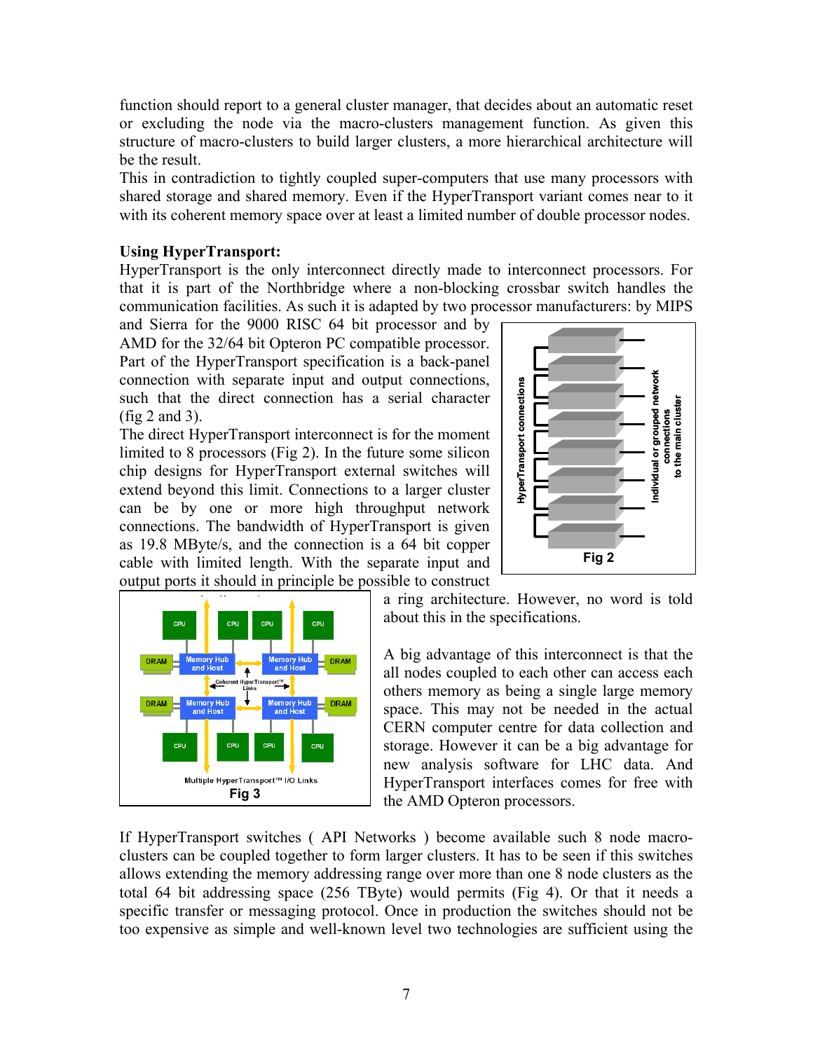function should report to a general cluster manager, that decides about an automatic reset or excluding the node via the macro-clusters management function. As given this structure of macro-clusters to build larger clusters, a more hierarchical architecture will be the result.
This in contradiction to tightly coupled super-computers that use many processors with shared storage and shared memory. Even if the HyperTransport variant comes near to it with its coherent memory space over at least a limited number of double processor nodes.

**Using HyperTransport:**
HyperTransport is the only interconnect directly made to interconnect processors. For that it is part of the Northbridge where a non-blocking crossbar switch handles the communication facilities. As such it is adapted by two processor manufacturers: by MIPS and Sierra for the 9000 RISC 64 bit processor and by AMD for the 32/64 bit Opteron PC compatible processor. Part of the HyperTransport specification is a back-panel connection with separate input and output connections, such that the direct connection has a serial character (fig 2 and 3).
The direct HyperTransport interconnect is for the moment limited to 8 processors (Fig 2). In the future some silicon chip designs for HyperTransport external switches will extend beyond this limit. Connections to a larger cluster can be by one or more high throughput network connections. The bandwidth of HyperTransport is given as 19.8 MByte/s, and the connection is a 64 bit copper cable with limited length. With the separate input and output ports it should in principle be possible to construct a ring architecture. However, no word is told about this in the specifications.

Fig 2

Fig 3

A big advantage of this interconnect is that the all nodes coupled to each other can access each others memory as being a single large memory space. This may not be needed in the actual CERN computer centre for data collection and storage. However it can be a big advantage for new analysis software for LHC data. And HyperTransport interfaces comes for free with the AMD Opteron processors.

If HyperTransport switches ( API Networks ) become available such 8 node macro-clusters can be coupled together to form larger clusters. It has to be seen if this switches allows extending the memory addressing range over more than one 8 node clusters as the total 64 bit addressing space (256 TByte) would permits (Fig 4). Or that it needs a specific transfer or messaging protocol. Once in production the switches should not be too expensive as simple and well-known level two technologies are sufficient using the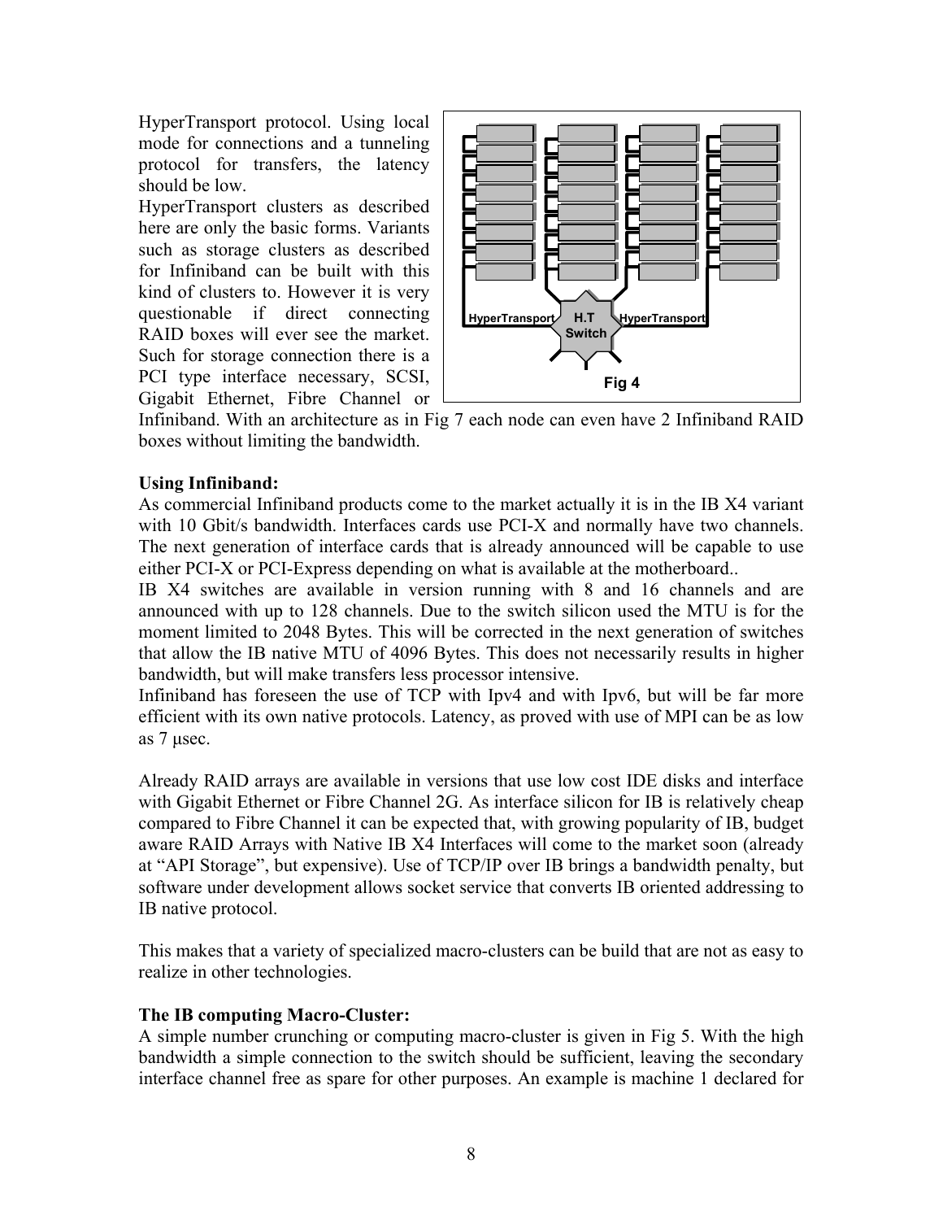HyperTransport protocol. Using local mode for connections and a tunneling protocol for transfers, the latency should be low.

HyperTransport clusters as described here are only the basic forms. Variants such as storage clusters as described for Infiniband can be built with this kind of clusters to. However it is very questionable if direct connecting RAID boxes will ever see the market. Such for storage connection there is a PCI type interface necessary, SCSI, Gigabit Ethernet, Fibre Channel or Infiniband. With an architecture as in Fig 7 each node can even have 2 Infiniband RAID boxes without limiting the bandwidth.

HyperTransport H.T Switch HyperTransport

Fig 4

**Using Infiniband:**

As commercial Infiniband products come to the market actually it is in the IB X4 variant with 10 Gbit/s bandwidth. Interfaces cards use PCI-X and normally have two channels. The next generation of interface cards that is already announced will be capable to use either PCI-X or PCI-Express depending on what is available at the motherboard..

IB X4 switches are available in version running with 8 and 16 channels and are announced with up to 128 channels. Due to the switch silicon used the MTU is for the moment limited to 2048 Bytes. This will be corrected in the next generation of switches that allow the IB native MTU of 4096 Bytes. This does not necessarily results in higher bandwidth, but will make transfers less processor intensive.

Infiniband has foreseen the use of TCP with Ipv4 and with Ipv6, but will be far more efficient with its own native protocols. Latency, as proved with use of MPI can be as low as 7 μsec.

Already RAID arrays are available in versions that use low cost IDE disks and interface with Gigabit Ethernet or Fibre Channel 2G. As interface silicon for IB is relatively cheap compared to Fibre Channel it can be expected that, with growing popularity of IB, budget aware RAID Arrays with Native IB X4 Interfaces will come to the market soon (already at "API Storage", but expensive). Use of TCP/IP over IB brings a bandwidth penalty, but software under development allows socket service that converts IB oriented addressing to IB native protocol.

This makes that a variety of specialized macro-clusters can be build that are not as easy to realize in other technologies.

**The IB computing Macro-Cluster:**

A simple number crunching or computing macro-cluster is given in Fig 5. With the high bandwidth a simple connection to the switch should be sufficient, leaving the secondary interface channel free as spare for other purposes. An example is machine 1 declared for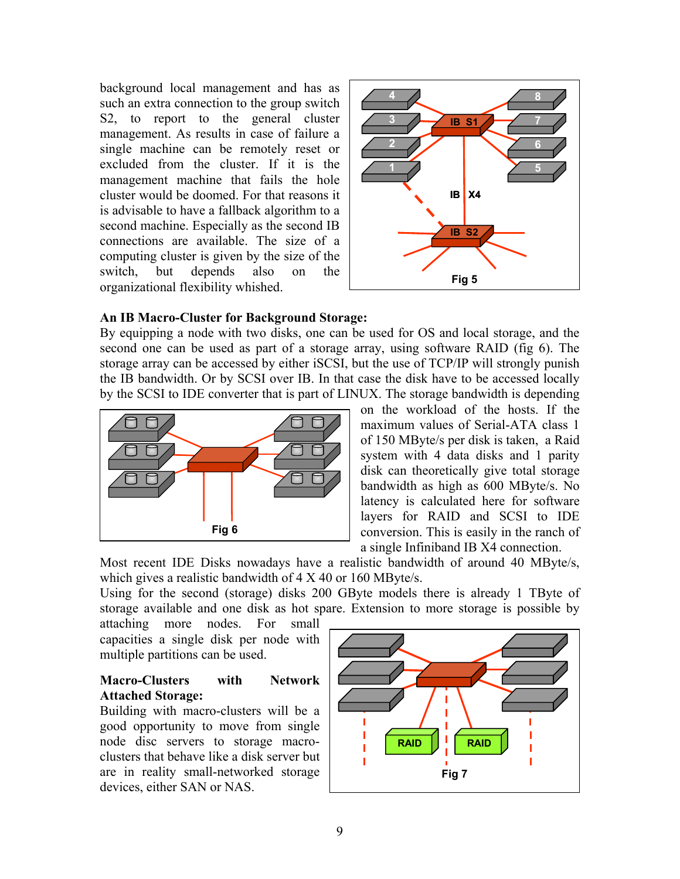background local management and has as such an extra connection to the group switch S2, to report to the general cluster management. As results in case of failure a single machine can be remotely reset or excluded from the cluster. If it is the management machine that fails the hole cluster would be doomed. For that reasons it is advisable to have a fallback algorithm to a second machine. Especially as the second IB connections are available. The size of a computing cluster is given by the size of the switch, but depends also on the organizational flexibility whished.

Fig 5

**An IB Macro-Cluster for Background Storage:**

By equipping a node with two disks, one can be used for OS and local storage, and the second one can be used as part of a storage array, using software RAID (fig 6). The storage array can be accessed by either iSCSI, but the use of TCP/IP will strongly punish the IB bandwidth. Or by SCSI over IB. In that case the disk have to be accessed locally by the SCSI to IDE converter that is part of LINUX. The storage bandwidth is depending on the workload of the hosts. If the maximum values of Serial-ATA class 1 of 150 MByte/s per disk is taken, a Raid system with 4 data disks and 1 parity disk can theoretically give total storage bandwidth as high as 600 MByte/s. No latency is calculated here for software layers for RAID and SCSI to IDE conversion. This is easily in the ranch of a single Infiniband IB X4 connection.

Fig 6

Most recent IDE Disks nowadays have a realistic bandwidth of around 40 MByte/s, which gives a realistic bandwidth of 4 X 40 or 160 MByte/s.

Using for the second (storage) disks 200 GByte models there is already 1 TByte of storage available and one disk as hot spare. Extension to more storage is possible by attaching more nodes. For small capacities a single disk per node with multiple partitions can be used.

**Macro-Clusters with Network Attached Storage:**

Building with macro-clusters will be a good opportunity to move from single node disc servers to storage macro-clusters that behave like a disk server but are in reality small-networked storage devices, either SAN or NAS.

Fig 7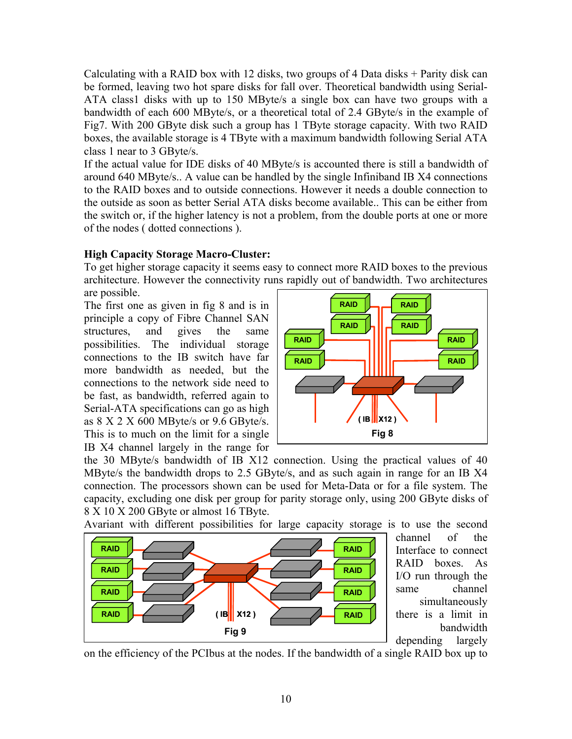Calculating with a RAID box with 12 disks, two groups of 4 Data disks + Parity disk can be formed, leaving two hot spare disks for fall over. Theoretical bandwidth using Serial-ATA class1 disks with up to 150 MByte/s a single box can have two groups with a bandwidth of each 600 MByte/s, or a theoretical total of 2.4 GByte/s in the example of Fig7. With 200 GByte disk such a group has 1 TByte storage capacity. With two RAID boxes, the available storage is 4 TByte with a maximum bandwidth following Serial ATA class 1 near to 3 GByte/s.

If the actual value for IDE disks of 40 MByte/s is accounted there is still a bandwidth of around 640 MByte/s.. A value can be handled by the single Infiniband IB X4 connections to the RAID boxes and to outside connections. However it needs a double connection to the outside as soon as better Serial ATA disks become available.. This can be either from the switch or, if the higher latency is not a problem, from the double ports at one or more of the nodes ( dotted connections ).

**High Capacity Storage Macro-Cluster:**

To get higher storage capacity it seems easy to connect more RAID boxes to the previous architecture. However the connectivity runs rapidly out of bandwidth. Two architectures are possible.

The first one as given in fig 8 and is in principle a copy of Fibre Channel SAN structures, and gives the same possibilities. The individual storage connections to the IB switch have far more bandwidth as needed, but the connections to the network side need to be fast, as bandwidth, referred again to Serial-ATA specifications can go as high as 8 X 2 X 600 MByte/s or 9.6 GByte/s. This is to much on the limit for a single IB X4 channel largely in the range for the 30 MByte/s bandwidth of IB X12 connection. Using the practical values of 40 MByte/s the bandwidth drops to 2.5 GByte/s, and as such again in range for an IB X4 connection. The processors shown can be used for Meta-Data or for a file system. The capacity, excluding one disk per group for parity storage only, using 200 GByte disks of 8 X 10 X 200 GByte or almost 16 TByte.

Fig 8

Avariant with different possibilities for large capacity storage is to use the second channel of the Interface to connect RAID boxes. As I/O run through the same channel simultaneously there is a limit in bandwidth depending largely on the efficiency of the PCIbus at the nodes. If the bandwidth of a single RAID box up to

Fig 9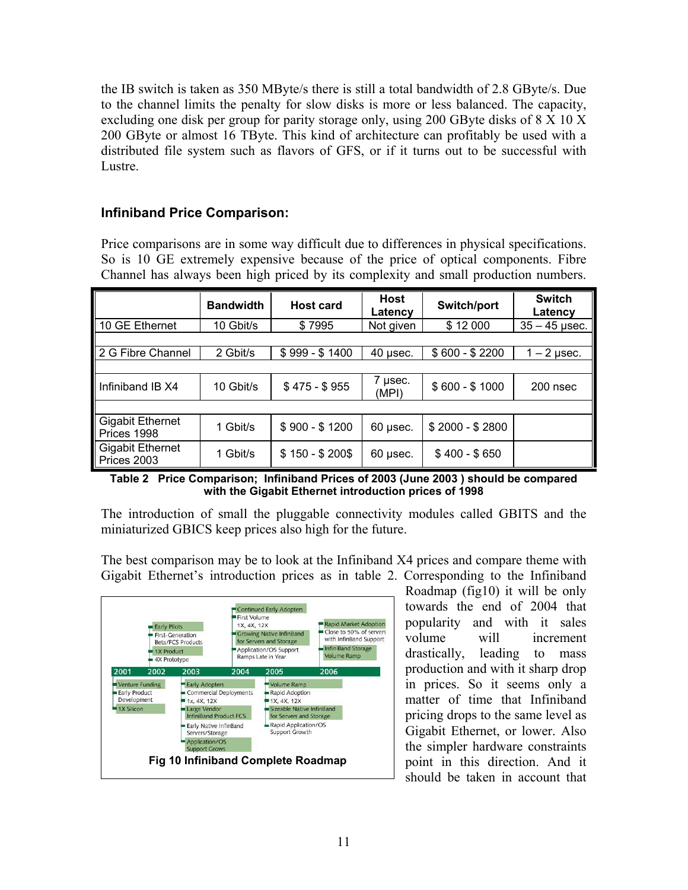the IB switch is taken as 350 MByte/s there is still a total bandwidth of 2.8 GByte/s. Due to the channel limits the penalty for slow disks is more or less balanced. The capacity, excluding one disk per group for parity storage only, using 200 GByte disks of 8 X 10 X 200 GByte or almost 16 TByte. This kind of architecture can profitably be used with a distributed file system such as flavors of GFS, or if it turns out to be successful with Lustre.

### Infiniband Price Comparison:

Price comparisons are in some way difficult due to differences in physical specifications. So is 10 GE extremely expensive because of the price of optical components. Fibre Channel has always been high priced by its complexity and small production numbers.

| | Bandwidth | Host card | Host Latency | Switch/port | Switch Latency |
|---|---|---|---|---|---|
| 10 GE Ethernet | 10 Gbit/s | $ 7995 | Not given | $ 12 000 | 35 – 45 µsec. |
| | | | | | |
| 2 G Fibre Channel | 2 Gbit/s | $ 999 - $ 1400 | 40 µsec. | $ 600 - $ 2200 | 1 – 2 µsec. |
| | | | | | |
| Infiniband IB X4 | 10 Gbit/s | $ 475 - $ 955 | 7 µsec. (MPI) | $ 600 - $ 1000 | 200 nsec |
| | | | | | |
| Gigabit Ethernet Prices 1998 | 1 Gbit/s | $ 900 - $ 1200 | 60 µsec. | $ 2000 - $ 2800 | |
| Gigabit Ethernet Prices 2003 | 1 Gbit/s | $ 150 - $ 200$ | 60 µsec. | $ 400 - $ 650 | |

**Table 2 Price Comparison; Infiniband Prices of 2003 (June 2003 ) should be compared with the Gigabit Ethernet introduction prices of 1998**

The introduction of small the pluggable connectivity modules called GBITS and the miniaturized GBICS keep prices also high for the future.

The best comparison may be to look at the Infiniband X4 prices and compare theme with Gigabit Ethernet's introduction prices as in table 2. Corresponding to the Infiniband Roadmap (fig10) it will be only towards the end of 2004 that popularity and with it sales volume will increment drastically, leading to mass production and with it sharp drop in prices. So it seems only a matter of time that Infiniband pricing drops to the same level as Gigabit Ethernet, or lower. Also the simpler hardware constraints point in this direction. And it should be taken in account that

| 2001 | 2002 | 2003 | 2004 | 2005 | 2006 |
|---|---|---|---|---|---|
| Venture Funding; Early Product Development; 1X Silicon | Early Pilots; First-Generation Beta/FCS Products; 1X Product; 4X Prototype | Early Adopters; Commercial Deployments 1x, 4X, 12X; Large Vendor InfiniBand Product FCS; Early Native InfinBand Servers/Storage; Application/OS Support Grows | Continued Early Adopters; First Volume 1X, 4X, 12X; Growing Native InfinBand for Servers and Storage; Application/OS Support Ramps Late in Year | Volume Ramp; Rapid Adoption 1X, 4X, 12X; Sizeable Native InfiniBand for Servers and Storage; Rapid Application/OS Support Growth | Rapid Market Adoption; Close to 50% of servers with InfinBand Support; InfiniBand Storage Volume Ramp |

**Fig 10 Infiniband Complete Roadmap**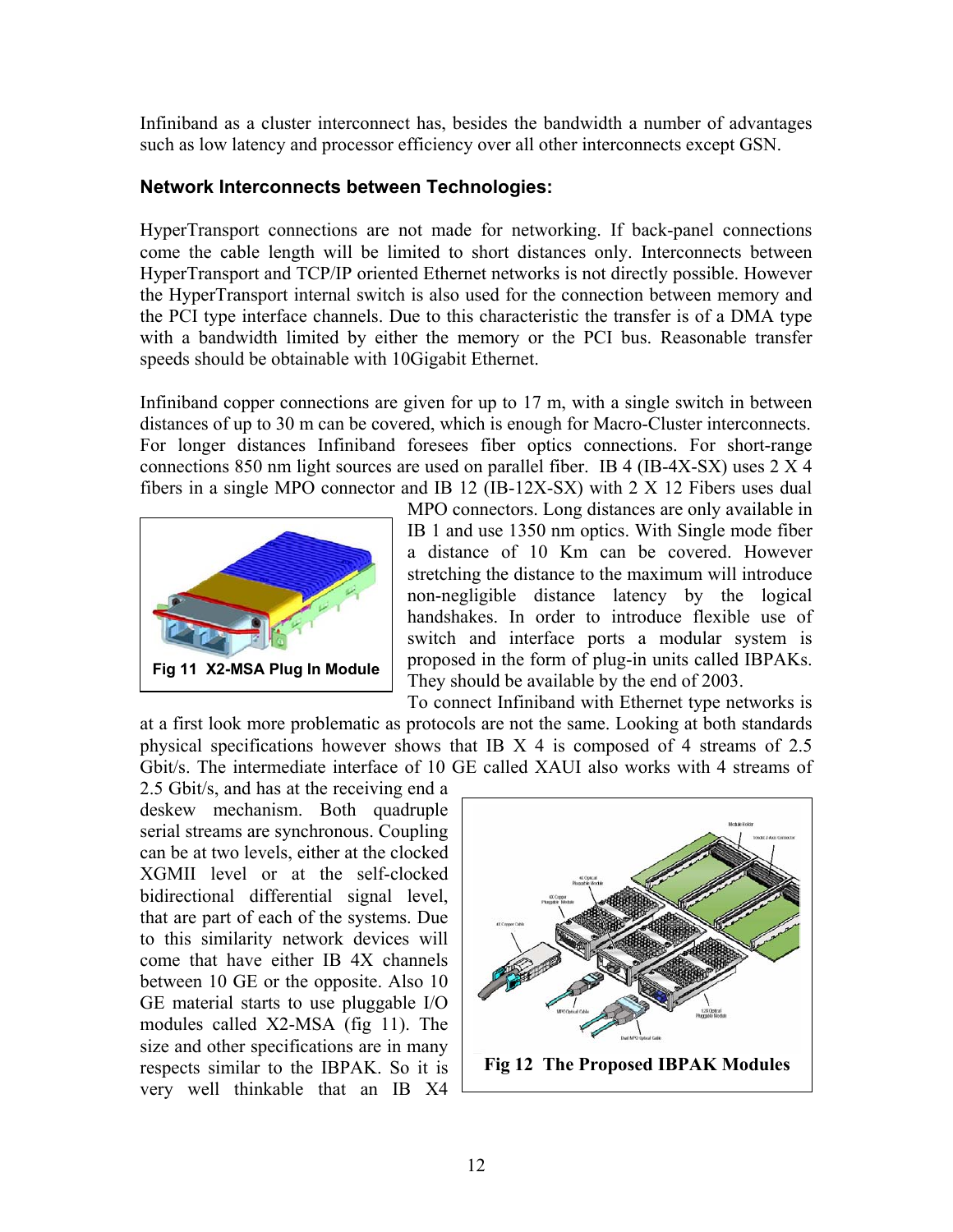Infiniband as a cluster interconnect has, besides the bandwidth a number of advantages such as low latency and processor efficiency over all other interconnects except GSN.

### Network Interconnects between Technologies:

HyperTransport connections are not made for networking. If back-panel connections come the cable length will be limited to short distances only. Interconnects between HyperTransport and TCP/IP oriented Ethernet networks is not directly possible. However the HyperTransport internal switch is also used for the connection between memory and the PCI type interface channels. Due to this characteristic the transfer is of a DMA type with a bandwidth limited by either the memory or the PCI bus. Reasonable transfer speeds should be obtainable with 10Gigabit Ethernet.

Infiniband copper connections are given for up to 17 m, with a single switch in between distances of up to 30 m can be covered, which is enough for Macro-Cluster interconnects. For longer distances Infiniband foresees fiber optics connections. For short-range connections 850 nm light sources are used on parallel fiber. IB 4 (IB-4X-SX) uses 2 X 4 fibers in a single MPO connector and IB 12 (IB-12X-SX) with 2 X 12 Fibers uses dual MPO connectors. Long distances are only available in IB 1 and use 1350 nm optics. With Single mode fiber a distance of 10 Km can be covered. However stretching the distance to the maximum will introduce non-negligible distance latency by the logical handshakes. In order to introduce flexible use of switch and interface ports a modular system is proposed in the form of plug-in units called IBPAKs. They should be available by the end of 2003.

**Fig 11 X2-MSA Plug In Module**

To connect Infiniband with Ethernet type networks is at a first look more problematic as protocols are not the same. Looking at both standards physical specifications however shows that IB X 4 is composed of 4 streams of 2.5 Gbit/s. The intermediate interface of 10 GE called XAUI also works with 4 streams of 2.5 Gbit/s, and has at the receiving end a deskew mechanism. Both quadruple serial streams are synchronous. Coupling can be at two levels, either at the clocked XGMII level or at the self-clocked bidirectional differential signal level, that are part of each of the systems. Due to this similarity network devices will come that have either IB 4X channels between 10 GE or the opposite. Also 10 GE material starts to use pluggable I/O modules called X2-MSA (fig 11). The size and other specifications are in many respects similar to the IBPAK. So it is very well thinkable that an IB X4

**Fig 12 The Proposed IBPAK Modules**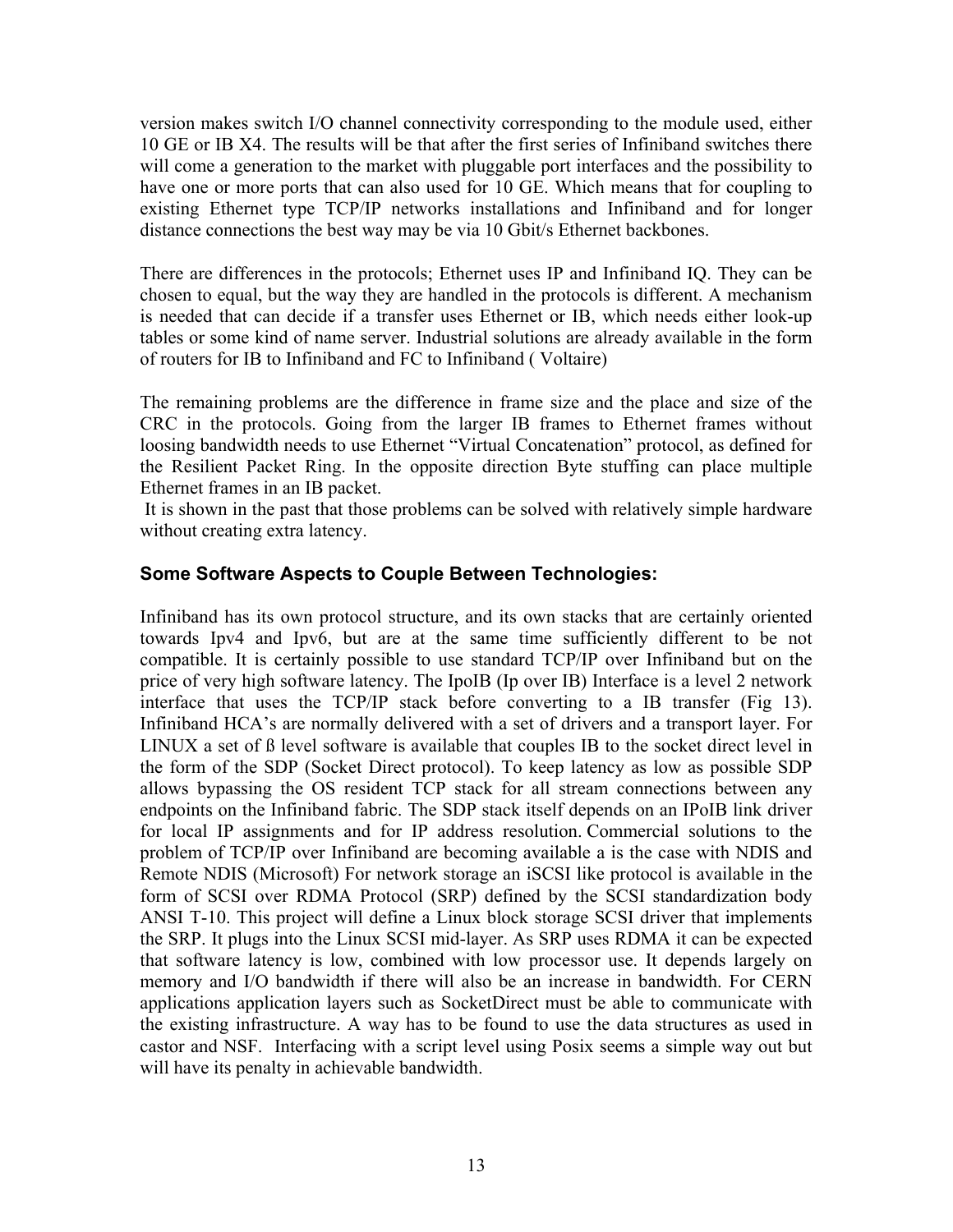version makes switch I/O channel connectivity corresponding to the module used, either 10 GE or IB X4. The results will be that after the first series of Infiniband switches there will come a generation to the market with pluggable port interfaces and the possibility to have one or more ports that can also used for 10 GE. Which means that for coupling to existing Ethernet type TCP/IP networks installations and Infiniband and for longer distance connections the best way may be via 10 Gbit/s Ethernet backbones.

There are differences in the protocols; Ethernet uses IP and Infiniband IQ. They can be chosen to equal, but the way they are handled in the protocols is different. A mechanism is needed that can decide if a transfer uses Ethernet or IB, which needs either look-up tables or some kind of name server. Industrial solutions are already available in the form of routers for IB to Infiniband and FC to Infiniband ( Voltaire)

The remaining problems are the difference in frame size and the place and size of the CRC in the protocols. Going from the larger IB frames to Ethernet frames without loosing bandwidth needs to use Ethernet "Virtual Concatenation" protocol, as defined for the Resilient Packet Ring. In the opposite direction Byte stuffing can place multiple Ethernet frames in an IB packet.
It is shown in the past that those problems can be solved with relatively simple hardware without creating extra latency.

### Some Software Aspects to Couple Between Technologies:

Infiniband has its own protocol structure, and its own stacks that are certainly oriented towards Ipv4 and Ipv6, but are at the same time sufficiently different to be not compatible. It is certainly possible to use standard TCP/IP over Infiniband but on the price of very high software latency. The IpoIB (Ip over IB) Interface is a level 2 network interface that uses the TCP/IP stack before converting to a IB transfer (Fig 13). Infiniband HCA's are normally delivered with a set of drivers and a transport layer. For LINUX a set of ß level software is available that couples IB to the socket direct level in the form of the SDP (Socket Direct protocol). To keep latency as low as possible SDP allows bypassing the OS resident TCP stack for all stream connections between any endpoints on the Infiniband fabric. The SDP stack itself depends on an IPoIB link driver for local IP assignments and for IP address resolution. Commercial solutions to the problem of TCP/IP over Infiniband are becoming available a is the case with NDIS and Remote NDIS (Microsoft) For network storage an iSCSI like protocol is available in the form of SCSI over RDMA Protocol (SRP) defined by the SCSI standardization body ANSI T-10. This project will define a Linux block storage SCSI driver that implements the SRP. It plugs into the Linux SCSI mid-layer. As SRP uses RDMA it can be expected that software latency is low, combined with low processor use. It depends largely on memory and I/O bandwidth if there will also be an increase in bandwidth. For CERN applications application layers such as SocketDirect must be able to communicate with the existing infrastructure. A way has to be found to use the data structures as used in castor and NSF. Interfacing with a script level using Posix seems a simple way out but will have its penalty in achievable bandwidth.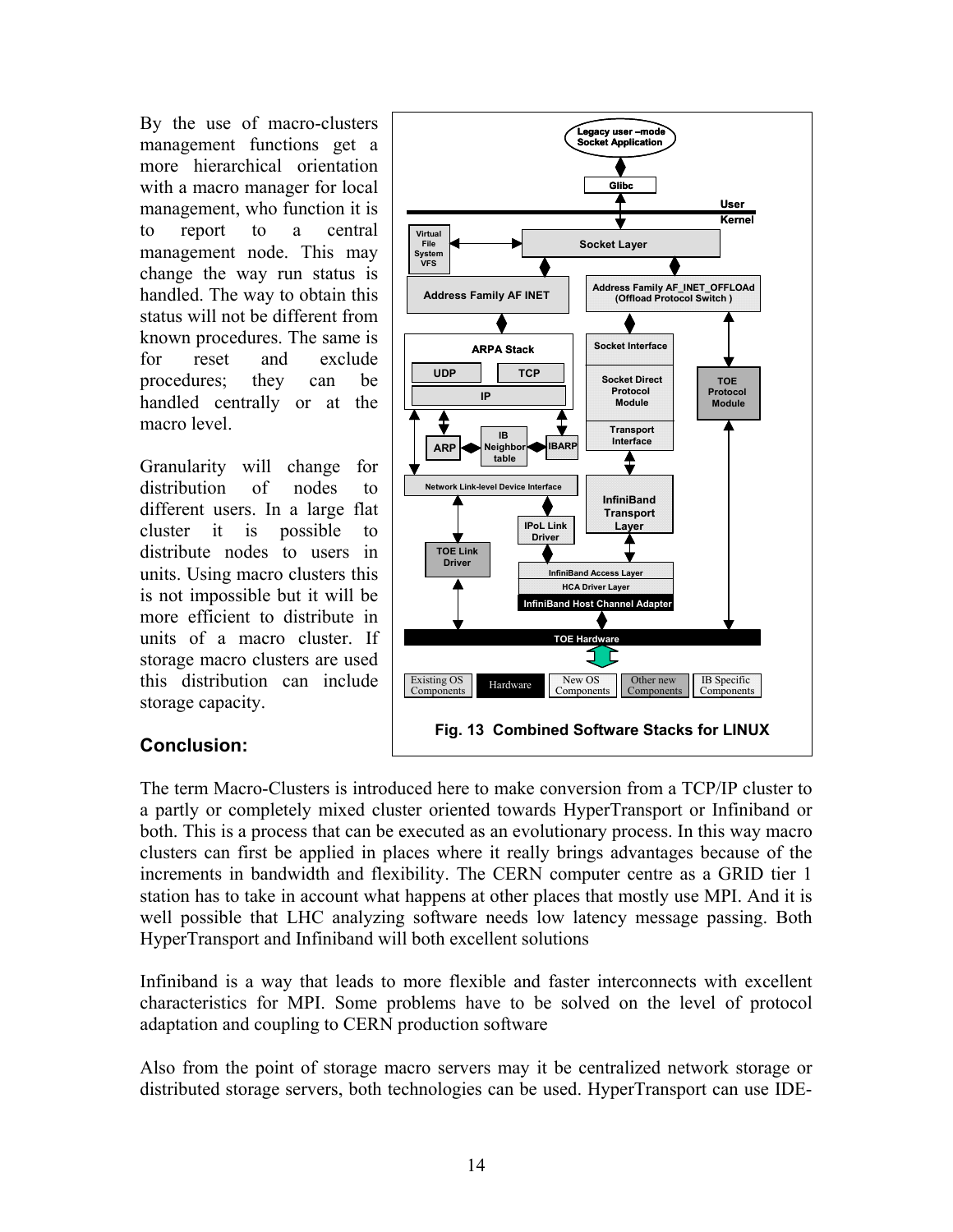By the use of macro-clusters management functions get a more hierarchical orientation with a macro manager for local management, who function it is to report to a central management node. This may change the way run status is handled. The way to obtain this status will not be different from known procedures. The same is for reset and exclude procedures; they can be handled centrally or at the macro level.

Granularity will change for distribution of nodes to different users. In a large flat cluster it is possible to distribute nodes to users in units. Using macro clusters this is not impossible but it will be more efficient to distribute in units of a macro cluster. If storage macro clusters are used this distribution can include storage capacity.

Fig. 13 Combined Software Stacks for LINUX

## Conclusion:

The term Macro-Clusters is introduced here to make conversion from a TCP/IP cluster to a partly or completely mixed cluster oriented towards HyperTransport or Infiniband or both. This is a process that can be executed as an evolutionary process. In this way macro clusters can first be applied in places where it really brings advantages because of the increments in bandwidth and flexibility. The CERN computer centre as a GRID tier 1 station has to take in account what happens at other places that mostly use MPI. And it is well possible that LHC analyzing software needs low latency message passing. Both HyperTransport and Infiniband will both excellent solutions

Infiniband is a way that leads to more flexible and faster interconnects with excellent characteristics for MPI. Some problems have to be solved on the level of protocol adaptation and coupling to CERN production software

Also from the point of storage macro servers may it be centralized network storage or distributed storage servers, both technologies can be used. HyperTransport can use IDE-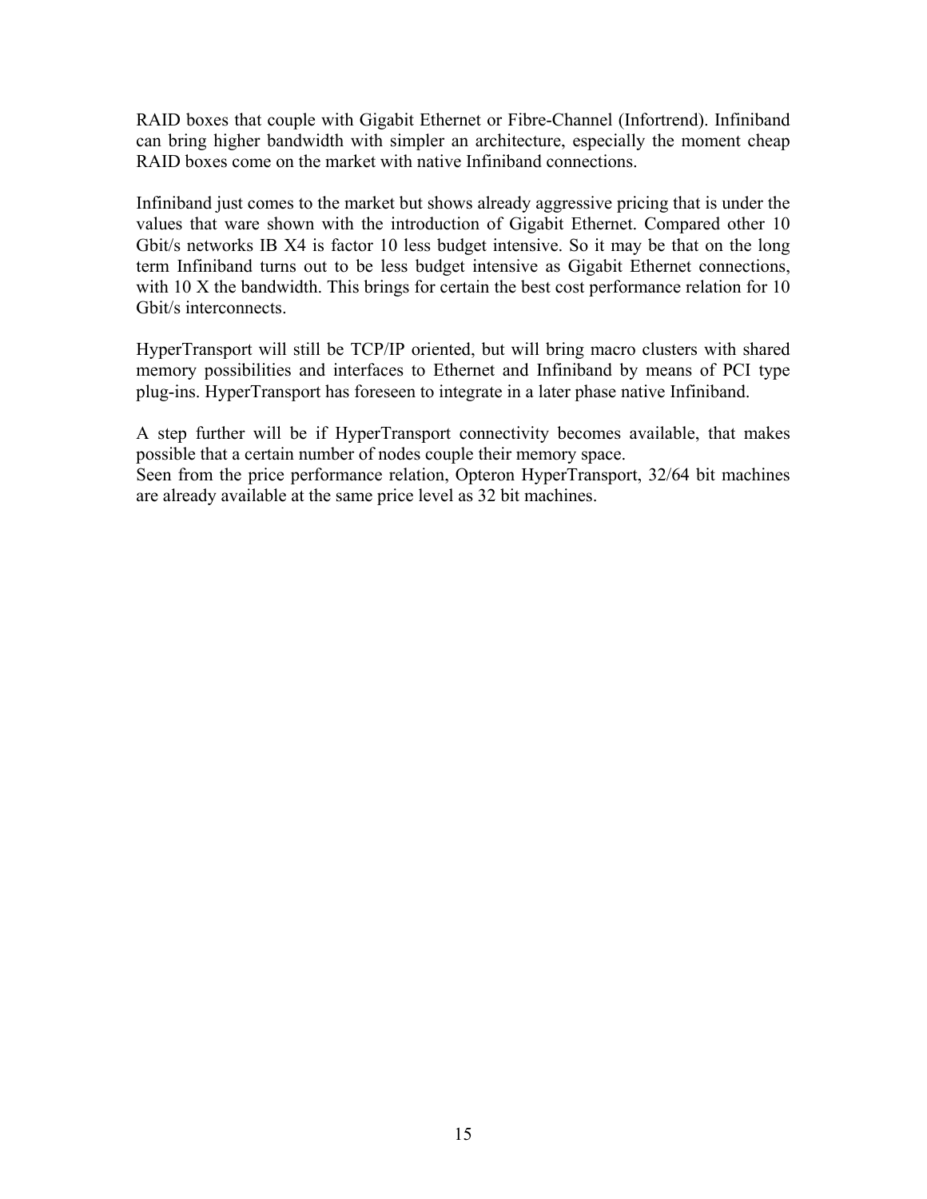RAID boxes that couple with Gigabit Ethernet or Fibre-Channel (Infortrend). Infiniband can bring higher bandwidth with simpler an architecture, especially the moment cheap RAID boxes come on the market with native Infiniband connections.

Infiniband just comes to the market but shows already aggressive pricing that is under the values that ware shown with the introduction of Gigabit Ethernet. Compared other 10 Gbit/s networks IB X4 is factor 10 less budget intensive. So it may be that on the long term Infiniband turns out to be less budget intensive as Gigabit Ethernet connections, with 10 X the bandwidth. This brings for certain the best cost performance relation for 10 Gbit/s interconnects.

HyperTransport will still be TCP/IP oriented, but will bring macro clusters with shared memory possibilities and interfaces to Ethernet and Infiniband by means of PCI type plug-ins. HyperTransport has foreseen to integrate in a later phase native Infiniband.

A step further will be if HyperTransport connectivity becomes available, that makes possible that a certain number of nodes couple their memory space.
Seen from the price performance relation, Opteron HyperTransport, 32/64 bit machines are already available at the same price level as 32 bit machines.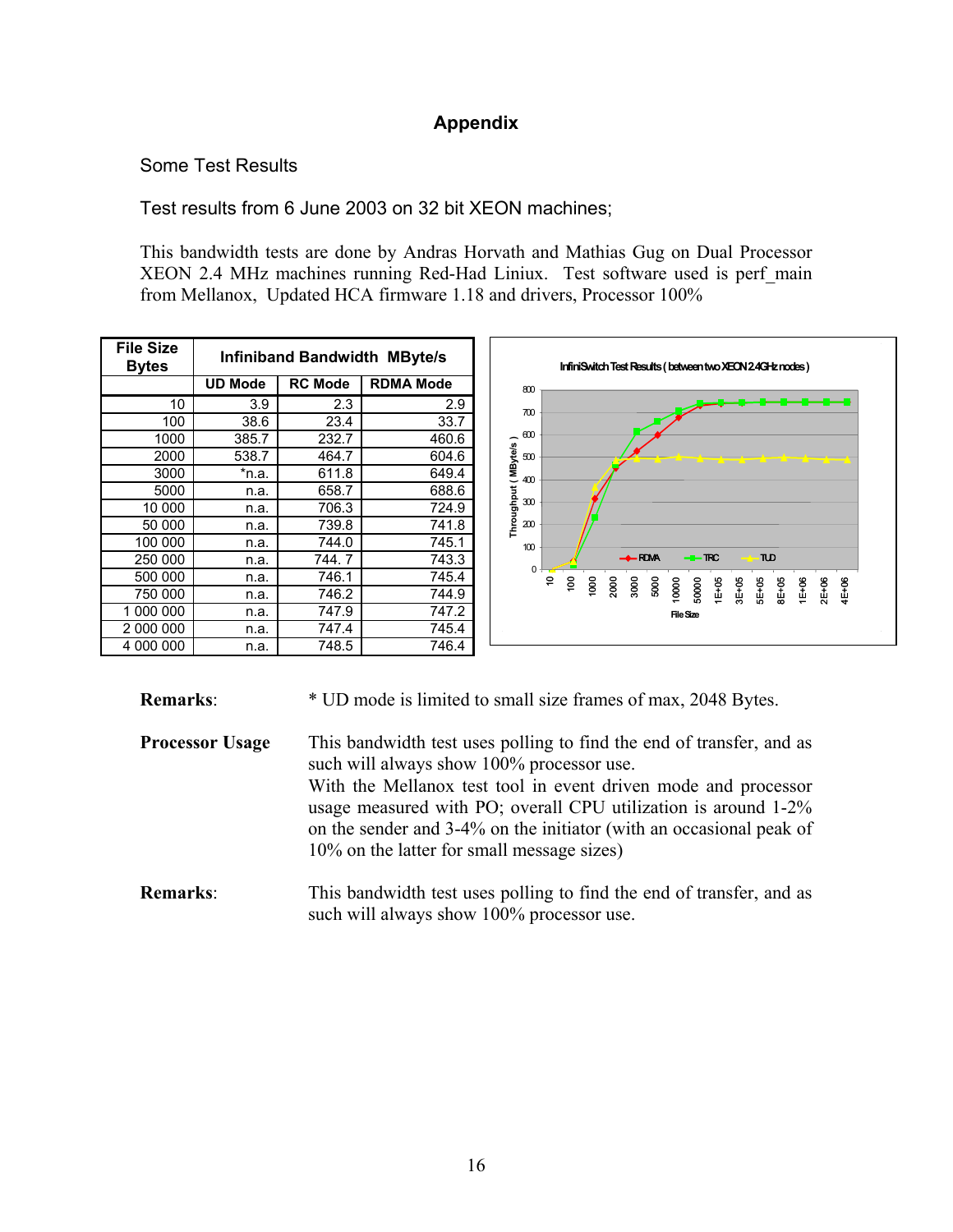# Appendix

Some Test Results

Test results from 6 June 2003 on 32 bit XEON machines;

This bandwidth tests are done by Andras Horvath and Mathias Gug on Dual Processor XEON 2.4 MHz machines running Red-Had Liniux. Test software used is perf_main from Mellanox, Updated HCA firmware 1.18 and drivers, Processor 100%

| File Size Bytes | Infiniband Bandwidth MByte/s | | |
|---|---|---|---|
| | UD Mode | RC Mode | RDMA Mode |
| 10 | 3.9 | 2.3 | 2.9 |
| 100 | 38.6 | 23.4 | 33.7 |
| 1000 | 385.7 | 232.7 | 460.6 |
| 2000 | 538.7 | 464.7 | 604.6 |
| 3000 | *n.a. | 611.8 | 649.4 |
| 5000 | n.a. | 658.7 | 688.6 |
| 10 000 | n.a. | 706.3 | 724.9 |
| 50 000 | n.a. | 739.8 | 741.8 |
| 100 000 | n.a. | 744.0 | 745.1 |
| 250 000 | n.a. | 744. 7 | 743.3 |
| 500 000 | n.a. | 746.1 | 745.4 |
| 750 000 | n.a. | 746.2 | 744.9 |
| 1 000 000 | n.a. | 747.9 | 747.2 |
| 2 000 000 | n.a. | 747.4 | 745.4 |
| 4 000 000 | n.a. | 748.5 | 746.4 |

**Remarks**: * UD mode is limited to small size frames of max, 2048 Bytes.

**Processor Usage** This bandwidth test uses polling to find the end of transfer, and as such will always show 100% processor use.
With the Mellanox test tool in event driven mode and processor usage measured with PO; overall CPU utilization is around 1-2% on the sender and 3-4% on the initiator (with an occasional peak of 10% on the latter for small message sizes)

**Remarks**: This bandwidth test uses polling to find the end of transfer, and as such will always show 100% processor use.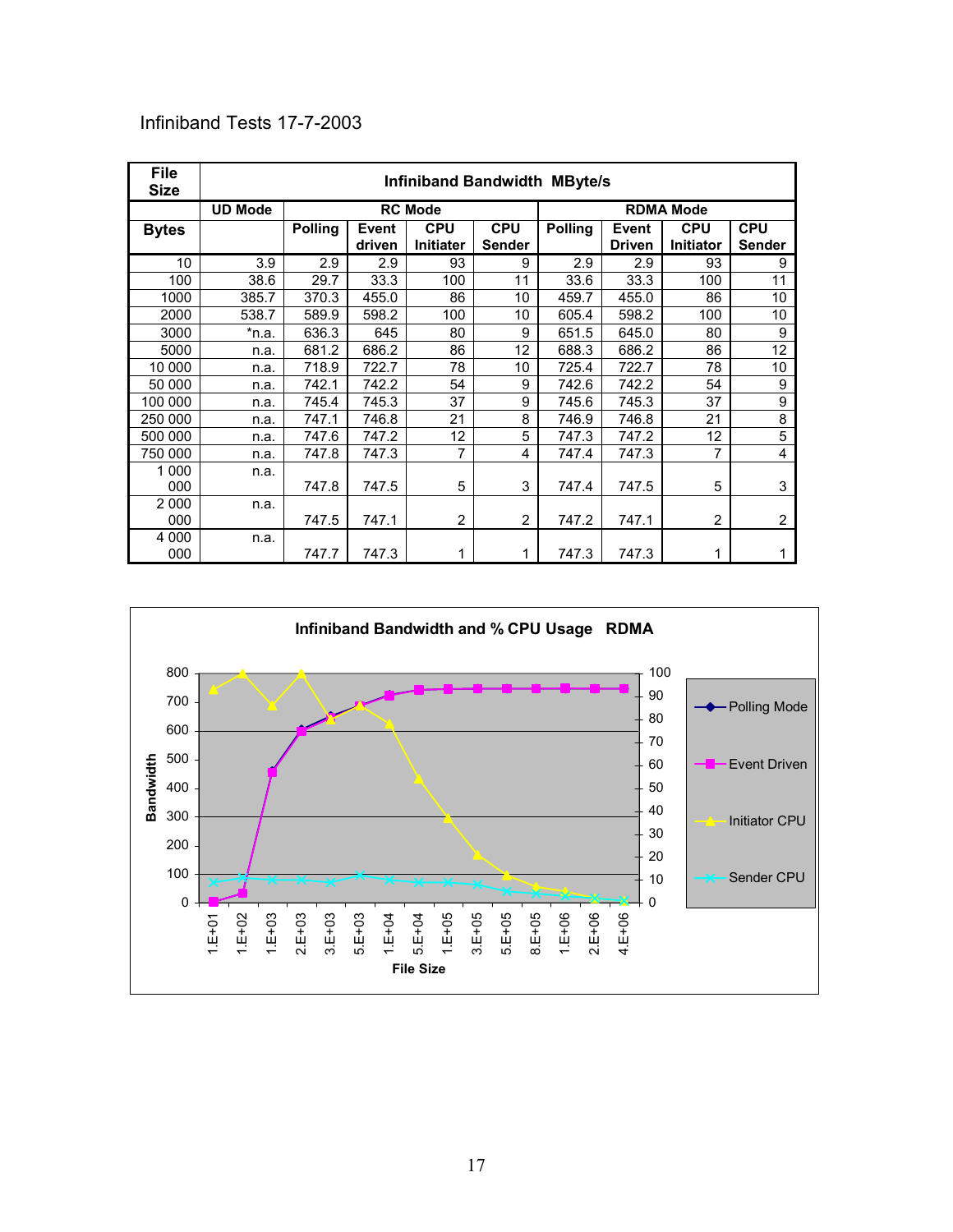Infiniband Tests 17-7-2003

| File Size | Infiniband Bandwidth MByte/s | | | | | | | | |
|---|---|---|---|---|---|---|---|---|---|
| | UD Mode | RC Mode | | | | RDMA Mode | | | |
| Bytes | | Polling | Event driven | CPU Initiater | CPU Sender | Polling | Event Driven | CPU Initiator | CPU Sender |
| 10 | 3.9 | 2.9 | 2.9 | 93 | 9 | 2.9 | 2.9 | 93 | 9 |
| 100 | 38.6 | 29.7 | 33.3 | 100 | 11 | 33.6 | 33.3 | 100 | 11 |
| 1000 | 385.7 | 370.3 | 455.0 | 86 | 10 | 459.7 | 455.0 | 86 | 10 |
| 2000 | 538.7 | 589.9 | 598.2 | 100 | 10 | 605.4 | 598.2 | 100 | 10 |
| 3000 | *n.a. | 636.3 | 645 | 80 | 9 | 651.5 | 645.0 | 80 | 9 |
| 5000 | n.a. | 681.2 | 686.2 | 86 | 12 | 688.3 | 686.2 | 86 | 12 |
| 10 000 | n.a. | 718.9 | 722.7 | 78 | 10 | 725.4 | 722.7 | 78 | 10 |
| 50 000 | n.a. | 742.1 | 742.2 | 54 | 9 | 742.6 | 742.2 | 54 | 9 |
| 100 000 | n.a. | 745.4 | 745.3 | 37 | 9 | 745.6 | 745.3 | 37 | 9 |
| 250 000 | n.a. | 747.1 | 746.8 | 21 | 8 | 746.9 | 746.8 | 21 | 8 |
| 500 000 | n.a. | 747.6 | 747.2 | 12 | 5 | 747.3 | 747.2 | 12 | 5 |
| 750 000 | n.a. | 747.8 | 747.3 | 7 | 4 | 747.4 | 747.3 | 7 | 4 |
| 1 000 000 | n.a. | 747.8 | 747.5 | 5 | 3 | 747.4 | 747.5 | 5 | 3 |
| 2 000 000 | n.a. | 747.5 | 747.1 | 2 | 2 | 747.2 | 747.1 | 2 | 2 |
| 4 000 000 | n.a. | 747.7 | 747.3 | 1 | 1 | 747.3 | 747.3 | 1 | 1 |

**Infiniband Bandwidth and % CPU Usage RDMA**

(Chart: Bandwidth (0–800) and % CPU (0–100) vs. File Size from 1.E+01 to 4.E+06; series: Polling Mode, Event Driven, Initiator CPU, Sender CPU)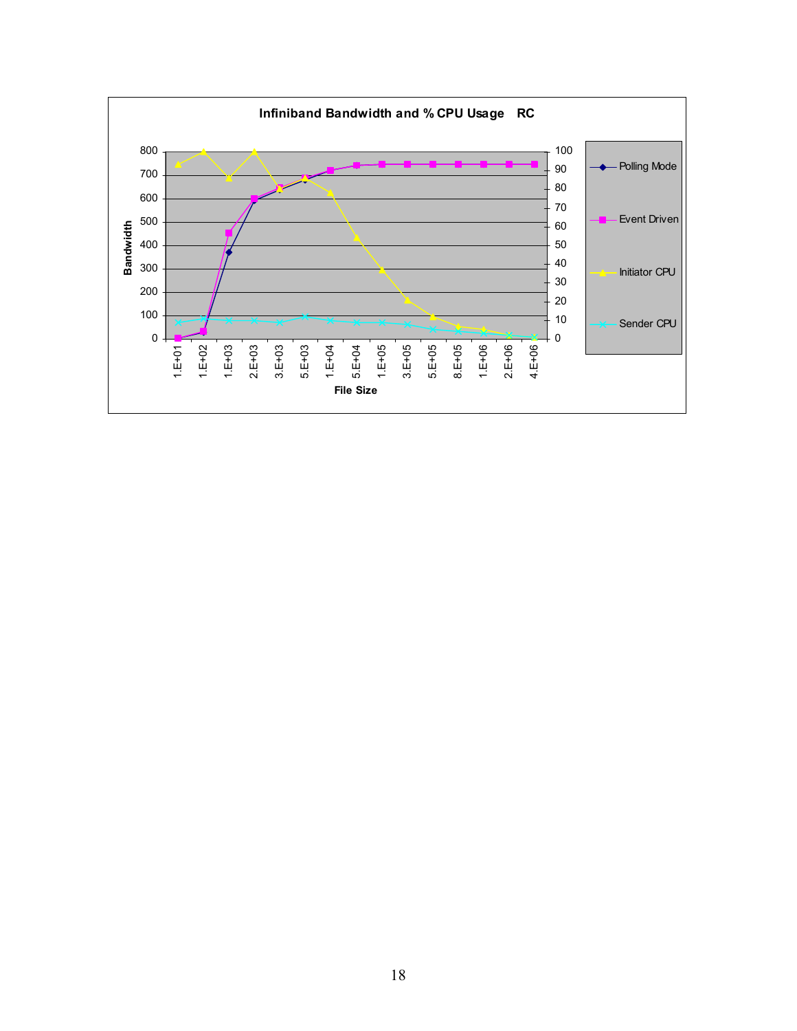**Infiniband Bandwidth and % CPU Usage RC**

Bandwidth (left axis: 0–800); % CPU (right axis: 0–100); File Size (x-axis: 1.E+01, 1.E+02, 1.E+03, 2.E+03, 3.E+03, 5.E+03, 1.E+04, 5.E+04, 1.E+05, 3.E+05, 5.E+05, 8.E+05, 1.E+06, 2.E+06, 4.E+06)

Legend: Polling Mode, Event Driven, Initiator CPU, Sender CPU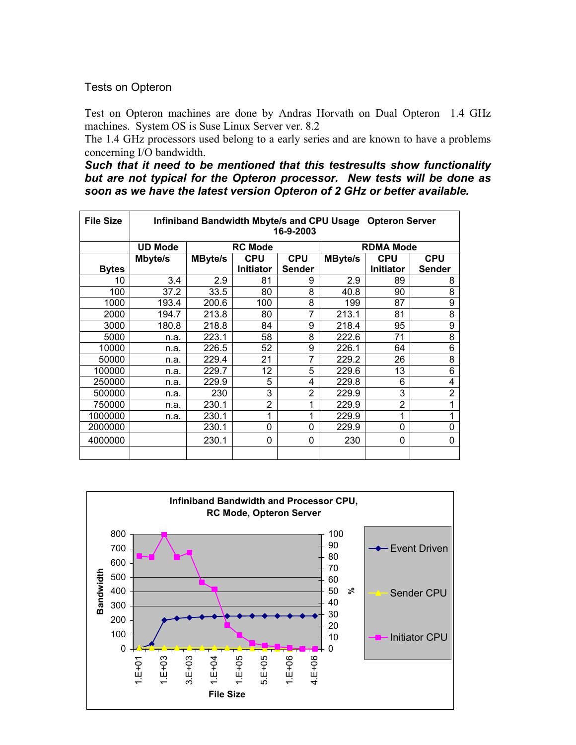Tests on Opteron

Test on Opteron machines are done by Andras Horvath on Dual Opteron 1.4 GHz machines. System OS is Suse Linux Server ver. 8.2
The 1.4 GHz processors used belong to a early series and are known to have a problems concerning I/O bandwidth.
***Such that it need to be mentioned that this testresults show functionality but are not typical for the Opteron processor. New tests will be done as soon as we have the latest version Opteron of 2 GHz or better available.***

| File Size | Infiniband Bandwidth Mbyte/s and CPU Usage Opteron Server 16-9-2003 | | | | | | |
|---|---|---|---|---|---|---|---|
| | UD Mode | RC Mode | | | RDMA Mode | | |
| Bytes | Mbyte/s | MByte/s | CPU Initiator | CPU Sender | MByte/s | CPU Initiator | CPU Sender |
| 10 | 3.4 | 2.9 | 81 | 9 | 2.9 | 89 | 8 |
| 100 | 37.2 | 33.5 | 80 | 8 | 40.8 | 90 | 8 |
| 1000 | 193.4 | 200.6 | 100 | 8 | 199 | 87 | 9 |
| 2000 | 194.7 | 213.8 | 80 | 7 | 213.1 | 81 | 8 |
| 3000 | 180.8 | 218.8 | 84 | 9 | 218.4 | 95 | 9 |
| 5000 | n.a. | 223.1 | 58 | 8 | 222.6 | 71 | 8 |
| 10000 | n.a. | 226.5 | 52 | 9 | 226.1 | 64 | 6 |
| 50000 | n.a. | 229.4 | 21 | 7 | 229.2 | 26 | 8 |
| 100000 | n.a. | 229.7 | 12 | 5 | 229.6 | 13 | 6 |
| 250000 | n.a. | 229.9 | 5 | 4 | 229.8 | 6 | 4 |
| 500000 | n.a. | 230 | 3 | 2 | 229.9 | 3 | 2 |
| 750000 | n.a. | 230.1 | 2 | 1 | 229.9 | 2 | 1 |
| 1000000 | n.a. | 230.1 | 1 | 1 | 229.9 | 1 | 1 |
| 2000000 | | 230.1 | 0 | 0 | 229.9 | 0 | 0 |
| 4000000 | | 230.1 | 0 | 0 | 230 | 0 | 0 |
| | | | | | | | |

**Infiniband Bandwidth and Processor CPU, RC Mode, Opteron Server**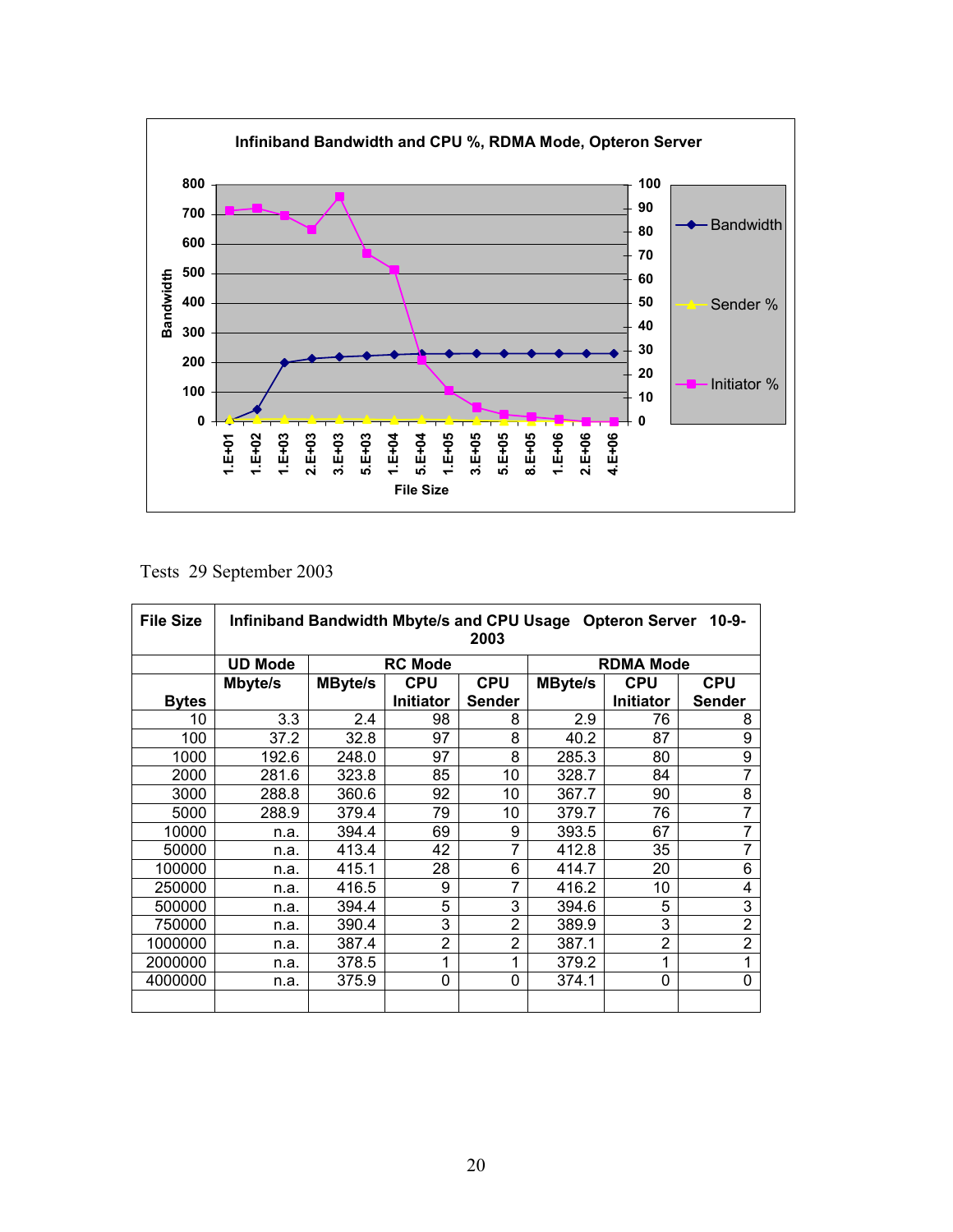Infiniband Bandwidth and CPU %, RDMA Mode, Opteron Server

Tests 29 September 2003

| File Size | Infiniband Bandwidth Mbyte/s and CPU Usage Opteron Server 10-9-2003 | | | | | | |
|---|---|---|---|---|---|---|---|
| | UD Mode | RC Mode | | | RDMA Mode | | |
| Bytes | Mbyte/s | MByte/s | CPU Initiator | CPU Sender | MByte/s | CPU Initiator | CPU Sender |
| 10 | 3.3 | 2.4 | 98 | 8 | 2.9 | 76 | 8 |
| 100 | 37.2 | 32.8 | 97 | 8 | 40.2 | 87 | 9 |
| 1000 | 192.6 | 248.0 | 97 | 8 | 285.3 | 80 | 9 |
| 2000 | 281.6 | 323.8 | 85 | 10 | 328.7 | 84 | 7 |
| 3000 | 288.8 | 360.6 | 92 | 10 | 367.7 | 90 | 8 |
| 5000 | 288.9 | 379.4 | 79 | 10 | 379.7 | 76 | 7 |
| 10000 | n.a. | 394.4 | 69 | 9 | 393.5 | 67 | 7 |
| 50000 | n.a. | 413.4 | 42 | 7 | 412.8 | 35 | 7 |
| 100000 | n.a. | 415.1 | 28 | 6 | 414.7 | 20 | 6 |
| 250000 | n.a. | 416.5 | 9 | 7 | 416.2 | 10 | 4 |
| 500000 | n.a. | 394.4 | 5 | 3 | 394.6 | 5 | 3 |
| 750000 | n.a. | 390.4 | 3 | 2 | 389.9 | 3 | 2 |
| 1000000 | n.a. | 387.4 | 2 | 2 | 387.1 | 2 | 2 |
| 2000000 | n.a. | 378.5 | 1 | 1 | 379.2 | 1 | 1 |
| 4000000 | n.a. | 375.9 | 0 | 0 | 374.1 | 0 | 0 |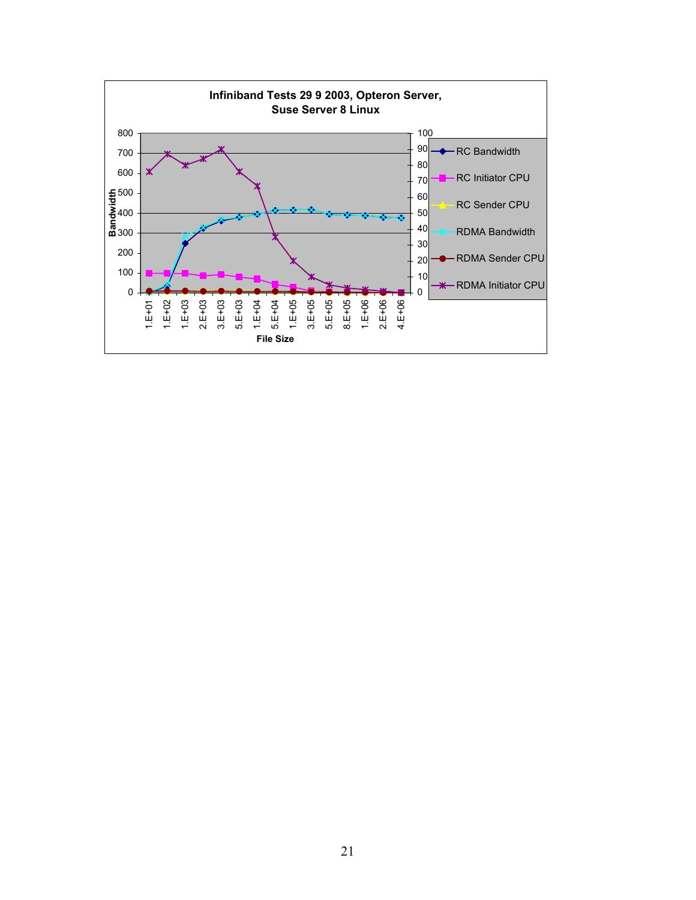**Infiniband Tests 29 9 2003, Opteron Server, Suse Server 8 Linux**

Bandwidth

File Size

RC Bandwidth
RC Initiator CPU
RC Sender CPU
RDMA Bandwidth
RDMA Sender CPU
RDMA Initiator CPU

800
700
600
500
400
300
200
100
0

100
90
80
70
60
50
40
30
20
10
0

1.E+01 1.E+02 1.E+03 2.E+03 3.E+03 5.E+03 1.E+04 5.E+04 1.E+05 3.E+05 5.E+05 8.E+05 1.E+06 2.E+06 4.E+06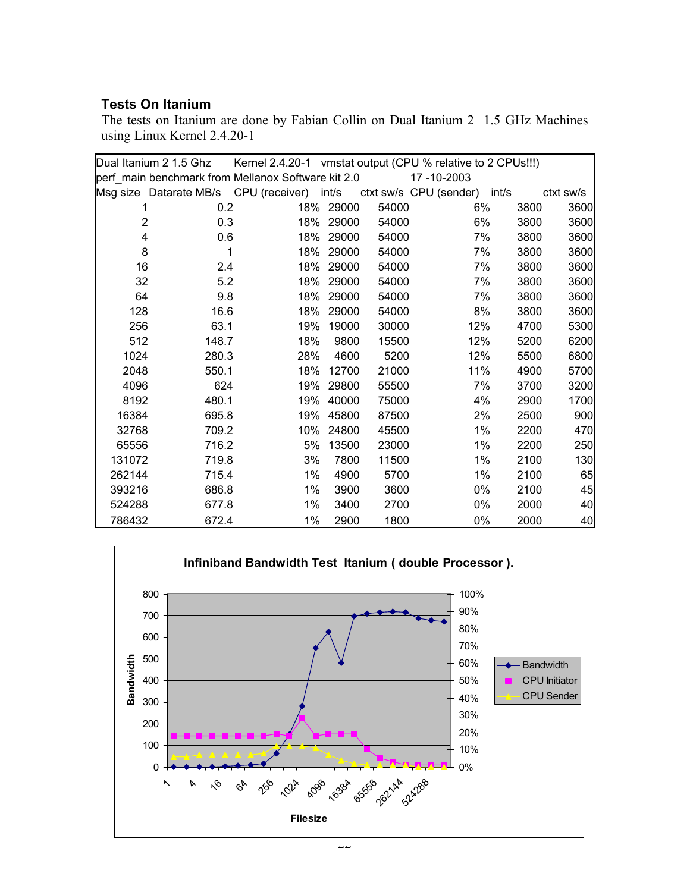### Tests On Itanium

The tests on Itanium are done by Fabian Collin on Dual Itanium 2 1.5 GHz Machines using Linux Kernel 2.4.20-1

| Dual Itanium 2 1.5 Ghz | | Kernel 2.4.20-1 vmstat output (CPU % relative to 2 CPUs!!!) | | | | | |
|---|---|---|---|---|---|---|---|
| perf_main benchmark from Mellanox Software kit 2.0 | | | | | 17 -10-2003 | | |
| Msg size | Datarate MB/s | CPU (receiver) | int/s | ctxt sw/s | CPU (sender) | int/s | ctxt sw/s |
| 1 | 0.2 | 18% | 29000 | 54000 | 6% | 3800 | 3600 |
| 2 | 0.3 | 18% | 29000 | 54000 | 6% | 3800 | 3600 |
| 4 | 0.6 | 18% | 29000 | 54000 | 7% | 3800 | 3600 |
| 8 | 1 | 18% | 29000 | 54000 | 7% | 3800 | 3600 |
| 16 | 2.4 | 18% | 29000 | 54000 | 7% | 3800 | 3600 |
| 32 | 5.2 | 18% | 29000 | 54000 | 7% | 3800 | 3600 |
| 64 | 9.8 | 18% | 29000 | 54000 | 7% | 3800 | 3600 |
| 128 | 16.6 | 18% | 29000 | 54000 | 8% | 3800 | 3600 |
| 256 | 63.1 | 19% | 19000 | 30000 | 12% | 4700 | 5300 |
| 512 | 148.7 | 18% | 9800 | 15500 | 12% | 5200 | 6200 |
| 1024 | 280.3 | 28% | 4600 | 5200 | 12% | 5500 | 6800 |
| 2048 | 550.1 | 18% | 12700 | 21000 | 11% | 4900 | 5700 |
| 4096 | 624 | 19% | 29800 | 55500 | 7% | 3700 | 3200 |
| 8192 | 480.1 | 19% | 40000 | 75000 | 4% | 2900 | 1700 |
| 16384 | 695.8 | 19% | 45800 | 87500 | 2% | 2500 | 900 |
| 32768 | 709.2 | 10% | 24800 | 45500 | 1% | 2200 | 470 |
| 65556 | 716.2 | 5% | 13500 | 23000 | 1% | 2200 | 250 |
| 131072 | 719.8 | 3% | 7800 | 11500 | 1% | 2100 | 130 |
| 262144 | 715.4 | 1% | 4900 | 5700 | 1% | 2100 | 65 |
| 393216 | 686.8 | 1% | 3900 | 3600 | 0% | 2100 | 45 |
| 524288 | 677.8 | 1% | 3400 | 2700 | 0% | 2000 | 40 |
| 786432 | 672.4 | 1% | 2900 | 1800 | 0% | 2000 | 40 |

**Infiniband Bandwidth Test Itanium ( double Processor ).**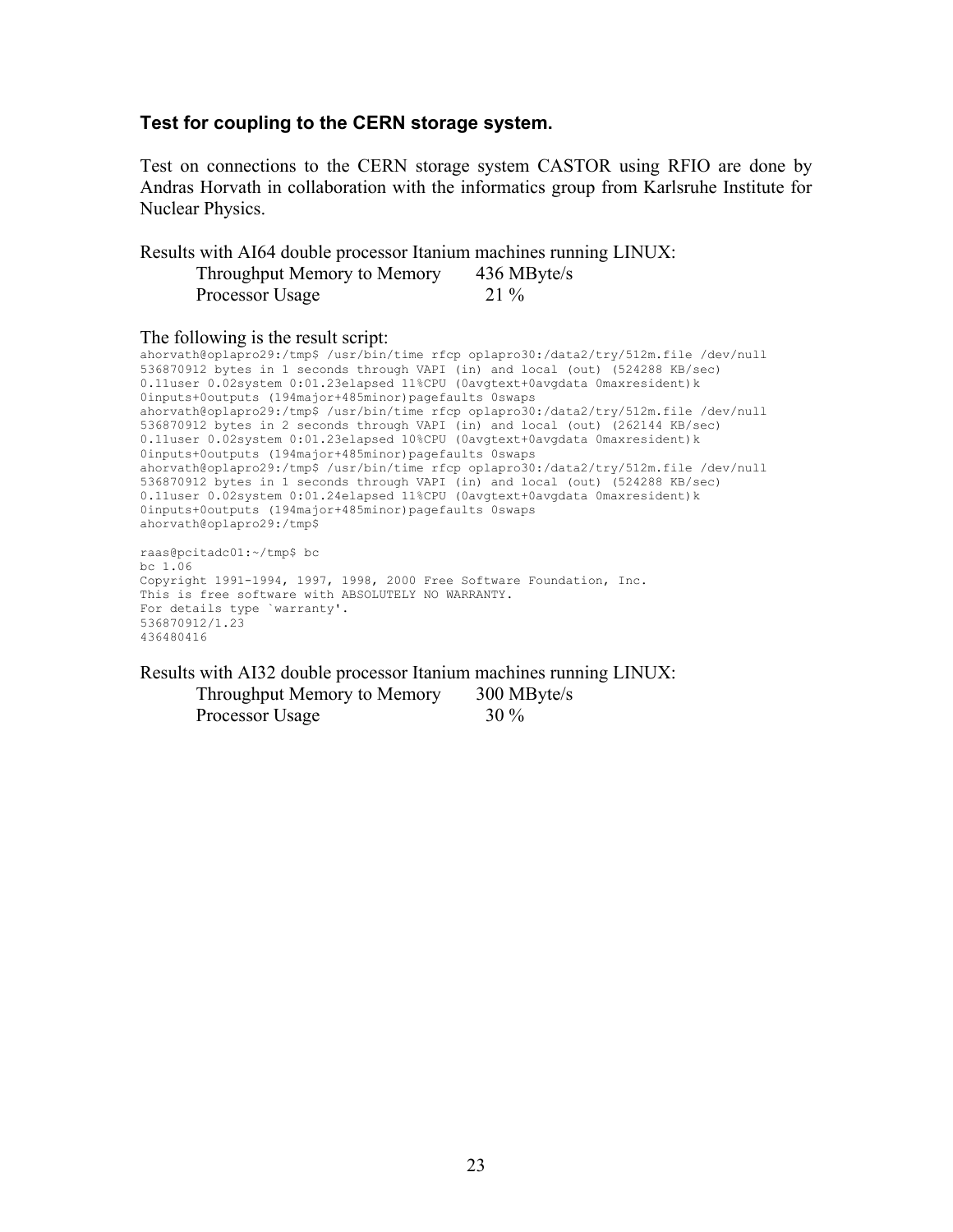### Test for coupling to the CERN storage system.

Test on connections to the CERN storage system CASTOR using RFIO are done by Andras Horvath in collaboration with the informatics group from Karlsruhe Institute for Nuclear Physics.

Results with AI64 double processor Itanium machines running LINUX:

| | |
|---|---|
| Throughput Memory to Memory | 436 MByte/s |
| Processor Usage | 21 % |

The following is the result script:

```
ahorvath@oplapro29:/tmp$ /usr/bin/time rfcp oplapro30:/data2/try/512m.file /dev/null
536870912 bytes in 1 seconds through VAPI (in) and local (out) (524288 KB/sec)
0.11user 0.02system 0:01.23elapsed 11%CPU (0avgtext+0avgdata 0maxresident)k
0inputs+0outputs (194major+485minor)pagefaults 0swaps
ahorvath@oplapro29:/tmp$ /usr/bin/time rfcp oplapro30:/data2/try/512m.file /dev/null
536870912 bytes in 2 seconds through VAPI (in) and local (out) (262144 KB/sec)
0.11user 0.02system 0:01.23elapsed 10%CPU (0avgtext+0avgdata 0maxresident)k
0inputs+0outputs (194major+485minor)pagefaults 0swaps
ahorvath@oplapro29:/tmp$ /usr/bin/time rfcp oplapro30:/data2/try/512m.file /dev/null
536870912 bytes in 1 seconds through VAPI (in) and local (out) (524288 KB/sec)
0.11user 0.02system 0:01.24elapsed 11%CPU (0avgtext+0avgdata 0maxresident)k
0inputs+0outputs (194major+485minor)pagefaults 0swaps
ahorvath@oplapro29:/tmp$

raas@pcitadc01:~/tmp$ bc
bc 1.06
Copyright 1991-1994, 1997, 1998, 2000 Free Software Foundation, Inc.
This is free software with ABSOLUTELY NO WARRANTY.
For details type `warranty'.
536870912/1.23
436480416
```

Results with AI32 double processor Itanium machines running LINUX:

| | |
|---|---|
| Throughput Memory to Memory | 300 MByte/s |
| Processor Usage | 30 % |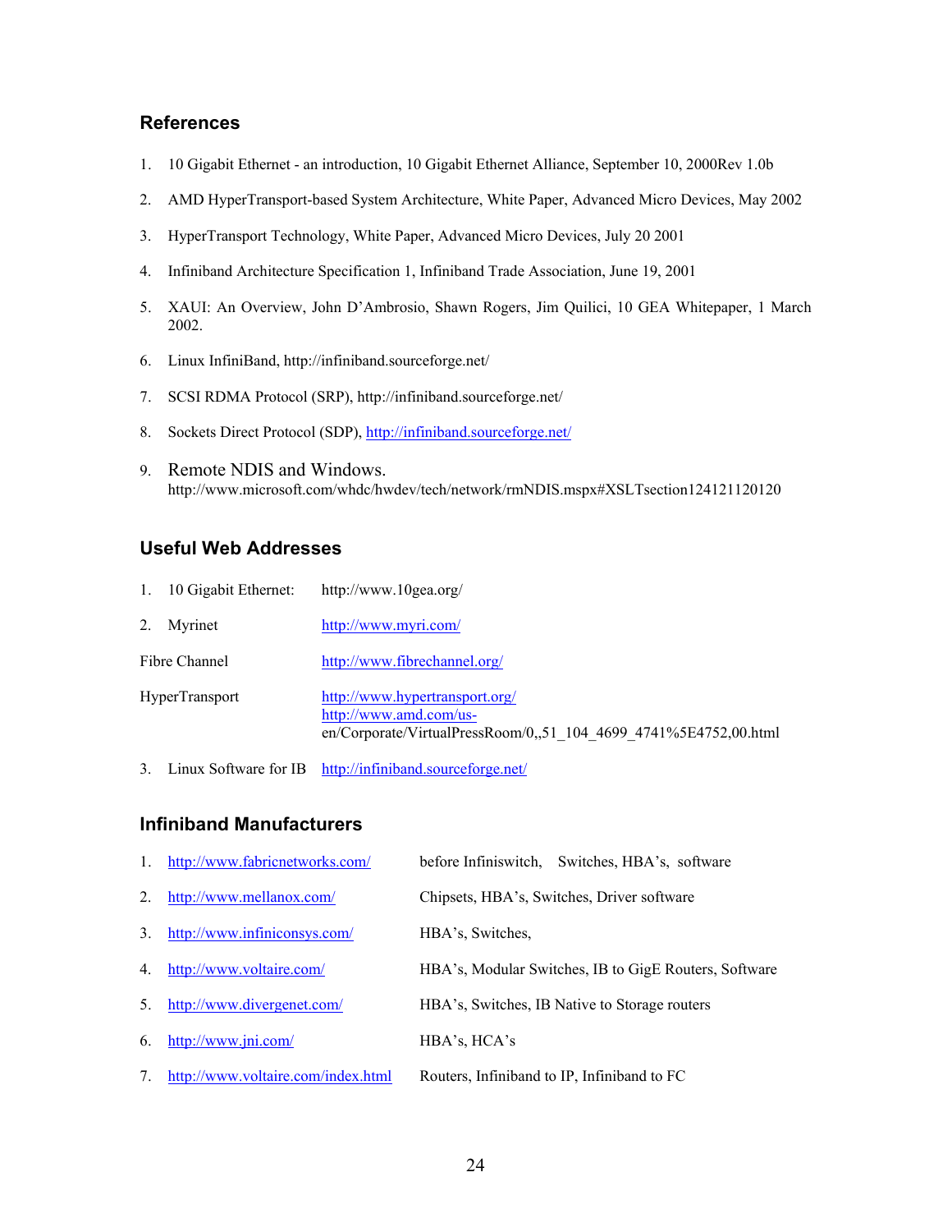## References

1. 10 Gigabit Ethernet - an introduction, 10 Gigabit Ethernet Alliance, September 10, 2000Rev 1.0b
2. AMD HyperTransport-based System Architecture, White Paper, Advanced Micro Devices, May 2002
3. HyperTransport Technology, White Paper, Advanced Micro Devices, July 20 2001
4. Infiniband Architecture Specification 1, Infiniband Trade Association, June 19, 2001
5. XAUI: An Overview, John D'Ambrosio, Shawn Rogers, Jim Quilici, 10 GEA Whitepaper, 1 March 2002.
6. Linux InfiniBand, http://infiniband.sourceforge.net/
7. SCSI RDMA Protocol (SRP), http://infiniband.sourceforge.net/
8. Sockets Direct Protocol (SDP), http://infiniband.sourceforge.net/
9. Remote NDIS and Windows. http://www.microsoft.com/whdc/hwdev/tech/network/rmNDIS.mspx#XSLTsection124121120120

## Useful Web Addresses

| | |
|---|---|
| 1. 10 Gigabit Ethernet: | http://www.10gea.org/ |
| 2. Myrinet | http://www.myri.com/ |
| Fibre Channel | http://www.fibrechannel.org/ |
| HyperTransport | http://www.hypertransport.org/ http://www.amd.com/us-en/Corporate/VirtualPressRoom/0,,51_104_4699_4741%5E4752,00.html |
| 3. Linux Software for IB | http://infiniband.sourceforge.net/ |

## Infiniband Manufacturers

| | |
|---|---|
| 1. http://www.fabricnetworks.com/ | before Infiniswitch, Switches, HBA's, software |
| 2. http://www.mellanox.com/ | Chipsets, HBA's, Switches, Driver software |
| 3. http://www.infiniconsys.com/ | HBA's, Switches, |
| 4. http://www.voltaire.com/ | HBA's, Modular Switches, IB to GigE Routers, Software |
| 5. http://www.divergenet.com/ | HBA's, Switches, IB Native to Storage routers |
| 6. http://www.jni.com/ | HBA's, HCA's |
| 7. http://www.voltaire.com/index.html | Routers, Infiniband to IP, Infiniband to FC |